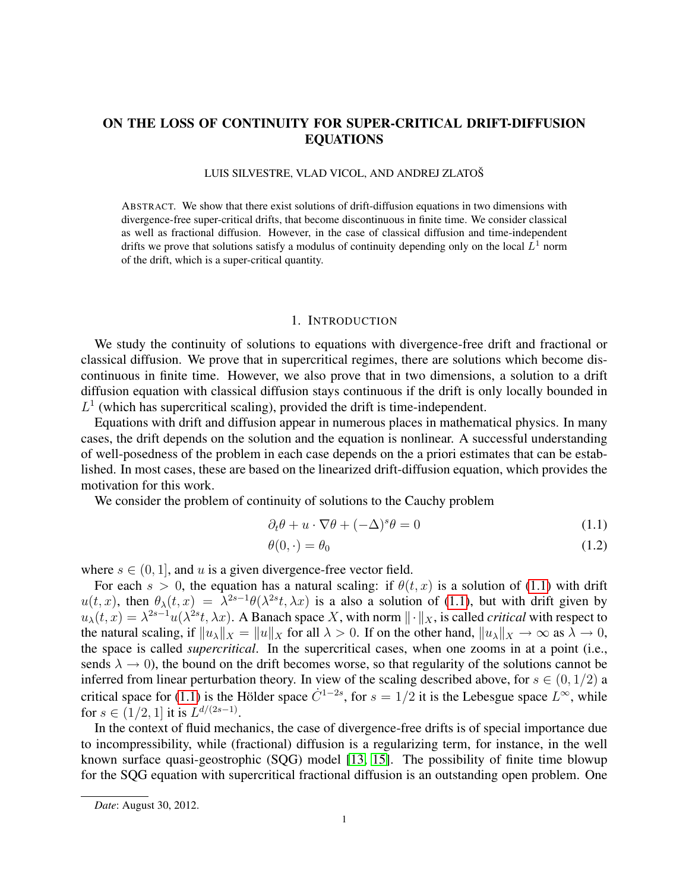# ON THE LOSS OF CONTINUITY FOR SUPER-CRITICAL DRIFT-DIFFUSION EQUATIONS

LUIS SILVESTRE, VLAD VICOL, AND ANDREJ ZLATOŠ

ABSTRACT. We show that there exist solutions of drift-diffusion equations in two dimensions with divergence-free super-critical drifts, that become discontinuous in finite time. We consider classical as well as fractional diffusion. However, in the case of classical diffusion and time-independent drifts we prove that solutions satisfy a modulus of continuity depending only on the local $L^1$ norm of the drift, which is a super-critical quantity.

## 1. INTRODUCTION

We study the continuity of solutions to equations with divergence-free drift and fractional or classical diffusion. We prove that in supercritical regimes, there are solutions which become discontinuous in finite time. However, we also prove that in two dimensions, a solution to a drift diffusion equation with classical diffusion stays continuous if the drift is only locally bounded in $L^1$ (which has supercritical scaling), provided the drift is time-independent.

Equations with drift and diffusion appear in numerous places in mathematical physics. In many cases, the drift depends on the solution and the equation is nonlinear. A successful understanding of well-posedness of the problem in each case depends on the a priori estimates that can be established. In most cases, these are based on the linearized drift-diffusion equation, which provides the motivation for this work.

We consider the problem of continuity of solutions to the Cauchy problem

$$\partial_t \theta + u \cdot \nabla \theta + (-\Delta)^s \theta = 0 \tag{1.1}$$

$$\theta(0, \cdot) = \theta_0 \tag{1.2}$$

where $s \in (0, 1]$, and $u$ is a given divergence-free vector field.

For each $s > 0$, the equation has a natural scaling: if $\theta(t, x)$ is a solution of (1.1) with drift $u(t, x)$, then $\theta_\lambda(t, x) = \lambda^{2s-1}\theta(\lambda^{2s}t, \lambda x)$ is a also a solution of (1.1), but with drift given by $u_\lambda(t, x) = \lambda^{2s-1}u(\lambda^{2s}t, \lambda x)$. A Banach space $X$, with norm $\|\cdot\|_X$, is called *critical* with respect to the natural scaling, if $\|u_\lambda\|_X = \|u\|_X$ for all $\lambda > 0$. If on the other hand, $\|u_\lambda\|_X \to \infty$ as $\lambda \to 0$, the space is called *supercritical*. In the supercritical cases, when one zooms in at a point (i.e., sends $\lambda \to 0$), the bound on the drift becomes worse, so that regularity of the solutions cannot be inferred from linear perturbation theory. In view of the scaling described above, for $s \in (0, 1/2)$ a critical space for (1.1) is the Hölder space $\dot{C}^{1-2s}$, for $s = 1/2$ it is the Lebesgue space $L^\infty$, while for $s \in (1/2, 1]$ it is $L^{d/(2s-1)}$.

In the context of fluid mechanics, the case of divergence-free drifts is of special importance due to incompressibility, while (fractional) diffusion is a regularizing term, for instance, in the well known surface quasi-geostrophic (SQG) model [13, 15]. The possibility of finite time blowup for the SQG equation with supercritical fractional diffusion is an outstanding open problem. One

*Date*: August 30, 2012.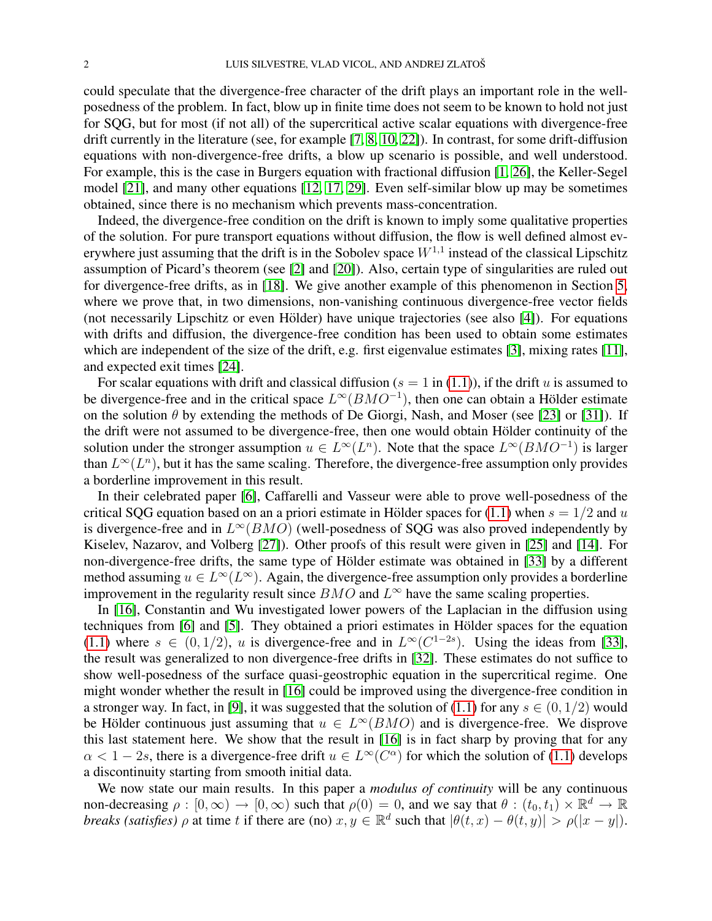could speculate that the divergence-free character of the drift plays an important role in the well-posedness of the problem. In fact, blow up in finite time does not seem to be known to hold not just for SQG, but for most (if not all) of the supercritical active scalar equations with divergence-free drift currently in the literature (see, for example [7, 8, 10, 22]). In contrast, for some drift-diffusion equations with non-divergence-free drifts, a blow up scenario is possible, and well understood. For example, this is the case in Burgers equation with fractional diffusion [1, 26], the Keller-Segel model [21], and many other equations [12, 17, 29]. Even self-similar blow up may be sometimes obtained, since there is no mechanism which prevents mass-concentration.

Indeed, the divergence-free condition on the drift is known to imply some qualitative properties of the solution. For pure transport equations without diffusion, the flow is well defined almost everywhere just assuming that the drift is in the Sobolev space $W^{1,1}$ instead of the classical Lipschitz assumption of Picard's theorem (see [2] and [20]). Also, certain type of singularities are ruled out for divergence-free drifts, as in [18]. We give another example of this phenomenon in Section 5, where we prove that, in two dimensions, non-vanishing continuous divergence-free vector fields (not necessarily Lipschitz or even Hölder) have unique trajectories (see also [4]). For equations with drifts and diffusion, the divergence-free condition has been used to obtain some estimates which are independent of the size of the drift, e.g. first eigenvalue estimates [3], mixing rates [11], and expected exit times [24].

For scalar equations with drift and classical diffusion ($s = 1$ in (1.1)), if the drift $u$ is assumed to be divergence-free and in the critical space $L^\infty(BMO^{-1})$, then one can obtain a Hölder estimate on the solution $\theta$ by extending the methods of De Giorgi, Nash, and Moser (see [23] or [31]). If the drift were not assumed to be divergence-free, then one would obtain Hölder continuity of the solution under the stronger assumption $u \in L^\infty(L^n)$. Note that the space $L^\infty(BMO^{-1})$ is larger than $L^\infty(L^n)$, but it has the same scaling. Therefore, the divergence-free assumption only provides a borderline improvement in this result.

In their celebrated paper [6], Caffarelli and Vasseur were able to prove well-posedness of the critical SQG equation based on an a priori estimate in Hölder spaces for (1.1) when $s = 1/2$ and $u$ is divergence-free and in $L^\infty(BMO)$ (well-posedness of SQG was also proved independently by Kiselev, Nazarov, and Volberg [27]). Other proofs of this result were given in [25] and [14]. For non-divergence-free drifts, the same type of Hölder estimate was obtained in [33] by a different method assuming $u \in L^\infty(L^\infty)$. Again, the divergence-free assumption only provides a borderline improvement in the regularity result since $BMO$ and $L^\infty$ have the same scaling properties.

In [16], Constantin and Wu investigated lower powers of the Laplacian in the diffusion using techniques from [6] and [5]. They obtained a priori estimates in Hölder spaces for the equation (1.1) where $s \in (0, 1/2)$, $u$ is divergence-free and in $L^\infty(C^{1-2s})$. Using the ideas from [33], the result was generalized to non divergence-free drifts in [32]. These estimates do not suffice to show well-posedness of the surface quasi-geostrophic equation in the supercritical regime. One might wonder whether the result in [16] could be improved using the divergence-free condition in a stronger way. In fact, in [9], it was suggested that the solution of (1.1) for any $s \in (0, 1/2)$ would be Hölder continuous just assuming that $u \in L^\infty(BMO)$ and is divergence-free. We disprove this last statement here. We show that the result in [16] is in fact sharp by proving that for any $\alpha < 1 - 2s$, there is a divergence-free drift $u \in L^\infty(C^\alpha)$ for which the solution of (1.1) develops a discontinuity starting from smooth initial data.

We now state our main results. In this paper a *modulus of continuity* will be any continuous non-decreasing $\rho : [0, \infty) \to [0, \infty)$ such that $\rho(0) = 0$, and we say that $\theta : (t_0, t_1) \times \mathbb{R}^d \to \mathbb{R}$ *breaks (satisfies)* $\rho$ at time $t$ if there are (no) $x, y \in \mathbb{R}^d$ such that $|\theta(t, x) - \theta(t, y)| > \rho(|x - y|)$.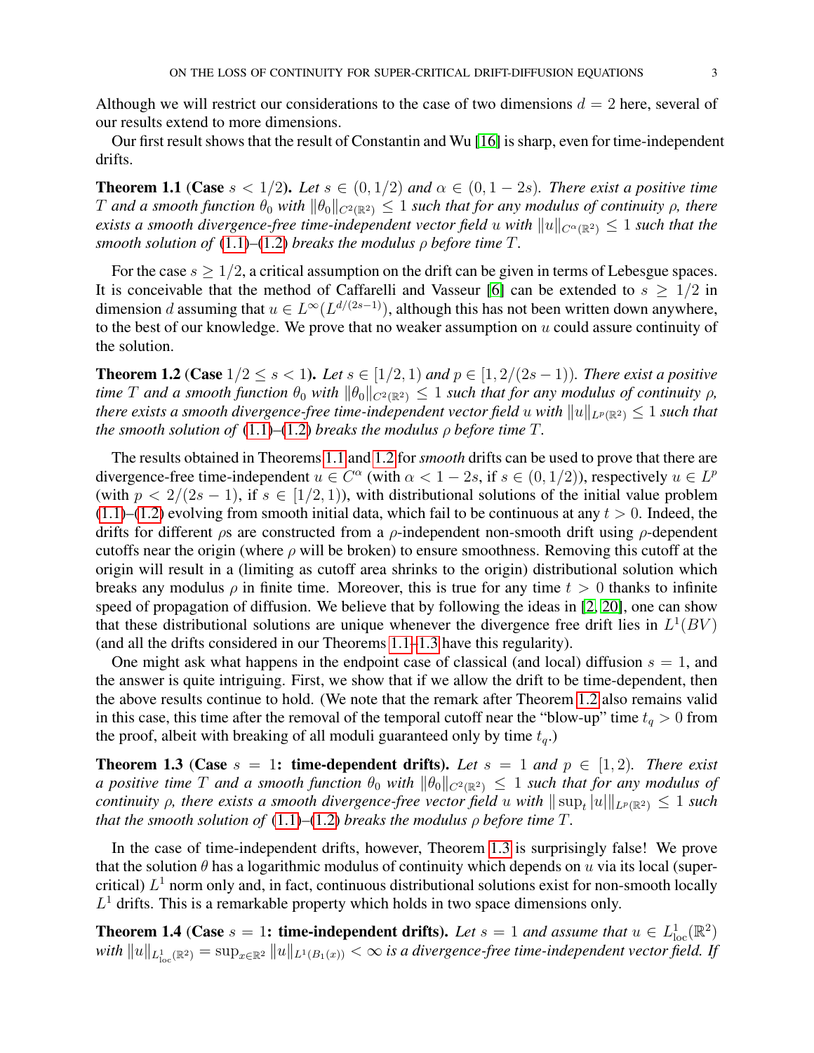Although we will restrict our considerations to the case of two dimensions $d = 2$ here, several of our results extend to more dimensions.

Our first result shows that the result of Constantin and Wu [16] is sharp, even for time-independent drifts.

**Theorem 1.1** (**Case** $s < 1/2$). *Let $s \in (0, 1/2)$ and $\alpha \in (0, 1 - 2s)$. There exist a positive time $T$ and a smooth function $\theta_0$ with $\|\theta_0\|_{C^2(\mathbb{R}^2)} \leq 1$ such that for any modulus of continuity $\rho$, there exists a smooth divergence-free time-independent vector field $u$ with $\|u\|_{C^\alpha(\mathbb{R}^2)} \leq 1$ such that the smooth solution of* (1.1)*–*(1.2) *breaks the modulus $\rho$ before time $T$.*

For the case $s \geq 1/2$, a critical assumption on the drift can be given in terms of Lebesgue spaces. It is conceivable that the method of Caffarelli and Vasseur [6] can be extended to $s \geq 1/2$ in dimension $d$ assuming that $u \in L^\infty(L^{d/(2s-1)})$, although this has not been written down anywhere, to the best of our knowledge. We prove that no weaker assumption on $u$ could assure continuity of the solution.

**Theorem 1.2** (**Case** $1/2 \leq s < 1$). *Let $s \in [1/2, 1)$ and $p \in [1, 2/(2s-1))$. There exist a positive time $T$ and a smooth function $\theta_0$ with $\|\theta_0\|_{C^2(\mathbb{R}^2)} \leq 1$ such that for any modulus of continuity $\rho$, there exists a smooth divergence-free time-independent vector field $u$ with $\|u\|_{L^p(\mathbb{R}^2)} \leq 1$ such that the smooth solution of* (1.1)*–*(1.2) *breaks the modulus $\rho$ before time $T$.*

The results obtained in Theorems 1.1 and 1.2 for *smooth* drifts can be used to prove that there are divergence-free time-independent $u \in C^\alpha$ (with $\alpha < 1 - 2s$, if $s \in (0, 1/2)$), respectively $u \in L^p$ (with $p < 2/(2s-1)$, if $s \in [1/2, 1)$), with distributional solutions of the initial value problem (1.1)–(1.2) evolving from smooth initial data, which fail to be continuous at any $t > 0$. Indeed, the drifts for different $\rho$s are constructed from a $\rho$-independent non-smooth drift using $\rho$-dependent cutoffs near the origin (where $\rho$ will be broken) to ensure smoothness. Removing this cutoff at the origin will result in a (limiting as cutoff area shrinks to the origin) distributional solution which breaks any modulus $\rho$ in finite time. Moreover, this is true for any time $t > 0$ thanks to infinite speed of propagation of diffusion. We believe that by following the ideas in [2, 20], one can show that these distributional solutions are unique whenever the divergence free drift lies in $L^1(BV)$ (and all the drifts considered in our Theorems 1.1–1.3 have this regularity).

One might ask what happens in the endpoint case of classical (and local) diffusion $s = 1$, and the answer is quite intriguing. First, we show that if we allow the drift to be time-dependent, then the above results continue to hold. (We note that the remark after Theorem 1.2 also remains valid in this case, this time after the removal of the temporal cutoff near the "blow-up" time $t_q > 0$ from the proof, albeit with breaking of all moduli guaranteed only by time $t_q$.)

**Theorem 1.3** (**Case** $s = 1$**: time-dependent drifts**). *Let $s = 1$ and $p \in [1, 2)$. There exist a positive time $T$ and a smooth function $\theta_0$ with $\|\theta_0\|_{C^2(\mathbb{R}^2)} \leq 1$ such that for any modulus of continuity $\rho$, there exists a smooth divergence-free vector field $u$ with $\|\sup_t |u|\|_{L^p(\mathbb{R}^2)} \leq 1$ such that the smooth solution of* (1.1)*–*(1.2) *breaks the modulus $\rho$ before time $T$.*

In the case of time-independent drifts, however, Theorem 1.3 is surprisingly false! We prove that the solution $\theta$ has a logarithmic modulus of continuity which depends on $u$ via its local (super-critical) $L^1$ norm only and, in fact, continuous distributional solutions exist for non-smooth locally $L^1$ drifts. This is a remarkable property which holds in two space dimensions only.

**Theorem 1.4** (**Case** $s = 1$**: time-independent drifts**). *Let $s = 1$ and assume that $u \in L^1_{\text{loc}}(\mathbb{R}^2)$ with $\|u\|_{L^1_{\text{loc}}(\mathbb{R}^2)} = \sup_{x \in \mathbb{R}^2} \|u\|_{L^1(B_1(x))} < \infty$ is a divergence-free time-independent vector field. If*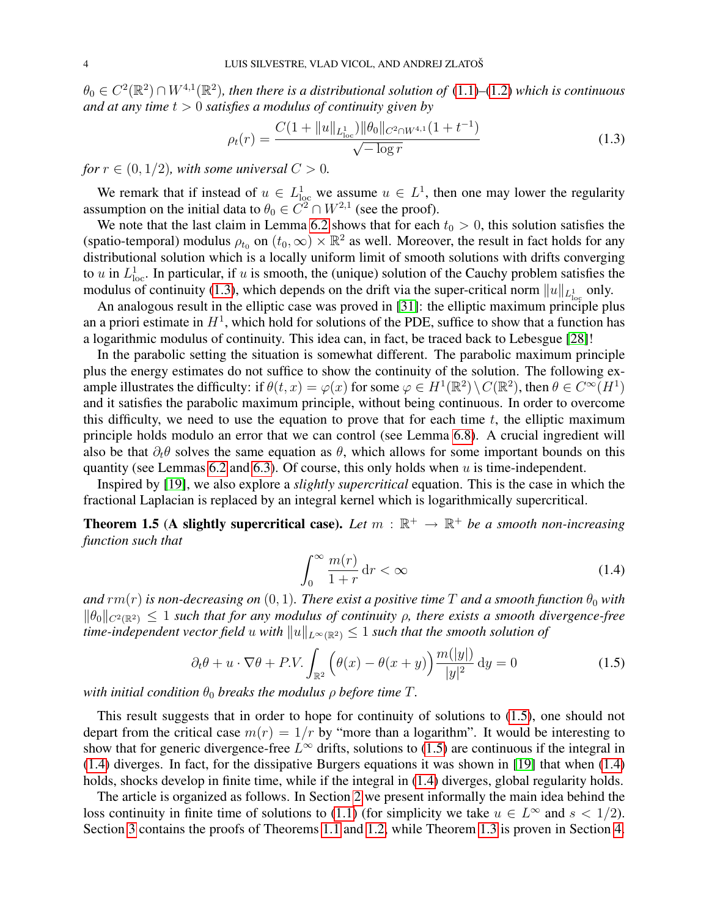$\theta_0 \in C^2(\mathbb{R}^2) \cap W^{4,1}(\mathbb{R}^2)$*, then there is a distributional solution of* (1.1)–(1.2) *which is continuous and at any time* $t > 0$ *satisfies a modulus of continuity given by*

$$\rho_t(r) = \frac{C(1 + \|u\|_{L^1_{\rm loc}})\|\theta_0\|_{C^2 \cap W^{4,1}}(1 + t^{-1})}{\sqrt{-\log r}} \tag{1.3}$$

*for* $r \in (0, 1/2)$*, with some universal* $C > 0$*.*

We remark that if instead of $u \in L^1_{\rm loc}$ we assume $u \in L^1$, then one may lower the regularity assumption on the initial data to $\theta_0 \in C^2 \cap W^{2,1}$ (see the proof).

We note that the last claim in Lemma 6.2 shows that for each $t_0 > 0$, this solution satisfies the (spatio-temporal) modulus $\rho_{t_0}$ on $(t_0, \infty) \times \mathbb{R}^2$ as well. Moreover, the result in fact holds for any distributional solution which is a locally uniform limit of smooth solutions with drifts converging to $u$ in $L^1_{\rm loc}$. In particular, if $u$ is smooth, the (unique) solution of the Cauchy problem satisfies the modulus of continuity (1.3), which depends on the drift via the super-critical norm $\|u\|_{L^1_{\rm loc}}$ only.

An analogous result in the elliptic case was proved in [31]: the elliptic maximum principle plus an a priori estimate in $H^1$, which hold for solutions of the PDE, suffice to show that a function has a logarithmic modulus of continuity. This idea can, in fact, be traced back to Lebesgue [28]!

In the parabolic setting the situation is somewhat different. The parabolic maximum principle plus the energy estimates do not suffice to show the continuity of the solution. The following example illustrates the difficulty: if $\theta(t, x) = \varphi(x)$ for some $\varphi \in H^1(\mathbb{R}^2) \setminus C(\mathbb{R}^2)$, then $\theta \in C^\infty(H^1)$ and it satisfies the parabolic maximum principle, without being continuous. In order to overcome this difficulty, we need to use the equation to prove that for each time $t$, the elliptic maximum principle holds modulo an error that we can control (see Lemma 6.8). A crucial ingredient will also be that $\partial_t\theta$ solves the same equation as $\theta$, which allows for some important bounds on this quantity (see Lemmas 6.2 and 6.3). Of course, this only holds when $u$ is time-independent.

Inspired by [19], we also explore a *slightly supercritical* equation. This is the case in which the fractional Laplacian is replaced by an integral kernel which is logarithmically supercritical.

**Theorem 1.5 (A slightly supercritical case).** *Let* $m : \mathbb{R}^+ \to \mathbb{R}^+$ *be a smooth non-increasing function such that*

$$\int_0^\infty \frac{m(r)}{1 + r}\, {\rm d}r < \infty \tag{1.4}$$

*and* $rm(r)$ *is non-decreasing on* $(0, 1)$*. There exist a positive time* $T$ *and a smooth function* $\theta_0$ *with* $\|\theta_0\|_{C^2(\mathbb{R}^2)} \le 1$ *such that for any modulus of continuity* $\rho$*, there exists a smooth divergence-free time-independent vector field* $u$ *with* $\|u\|_{L^\infty(\mathbb{R}^2)} \le 1$ *such that the smooth solution of*

$$\partial_t\theta + u \cdot \nabla\theta + P.V. \int_{\mathbb{R}^2} \Big(\theta(x) - \theta(x + y)\Big) \frac{m(|y|)}{|y|^2}\, {\rm d}y = 0 \tag{1.5}$$

*with initial condition* $\theta_0$ *breaks the modulus* $\rho$ *before time* $T$*.*

This result suggests that in order to hope for continuity of solutions to (1.5), one should not depart from the critical case $m(r) = 1/r$ by "more than a logarithm". It would be interesting to show that for generic divergence-free $L^\infty$ drifts, solutions to (1.5) are continuous if the integral in (1.4) diverges. In fact, for the dissipative Burgers equations it was shown in [19] that when (1.4) holds, shocks develop in finite time, while if the integral in (1.4) diverges, global regularity holds.

The article is organized as follows. In Section 2 we present informally the main idea behind the loss continuity in finite time of solutions to (1.1) (for simplicity we take $u \in L^\infty$ and $s < 1/2$). Section 3 contains the proofs of Theorems 1.1 and 1.2, while Theorem 1.3 is proven in Section 4.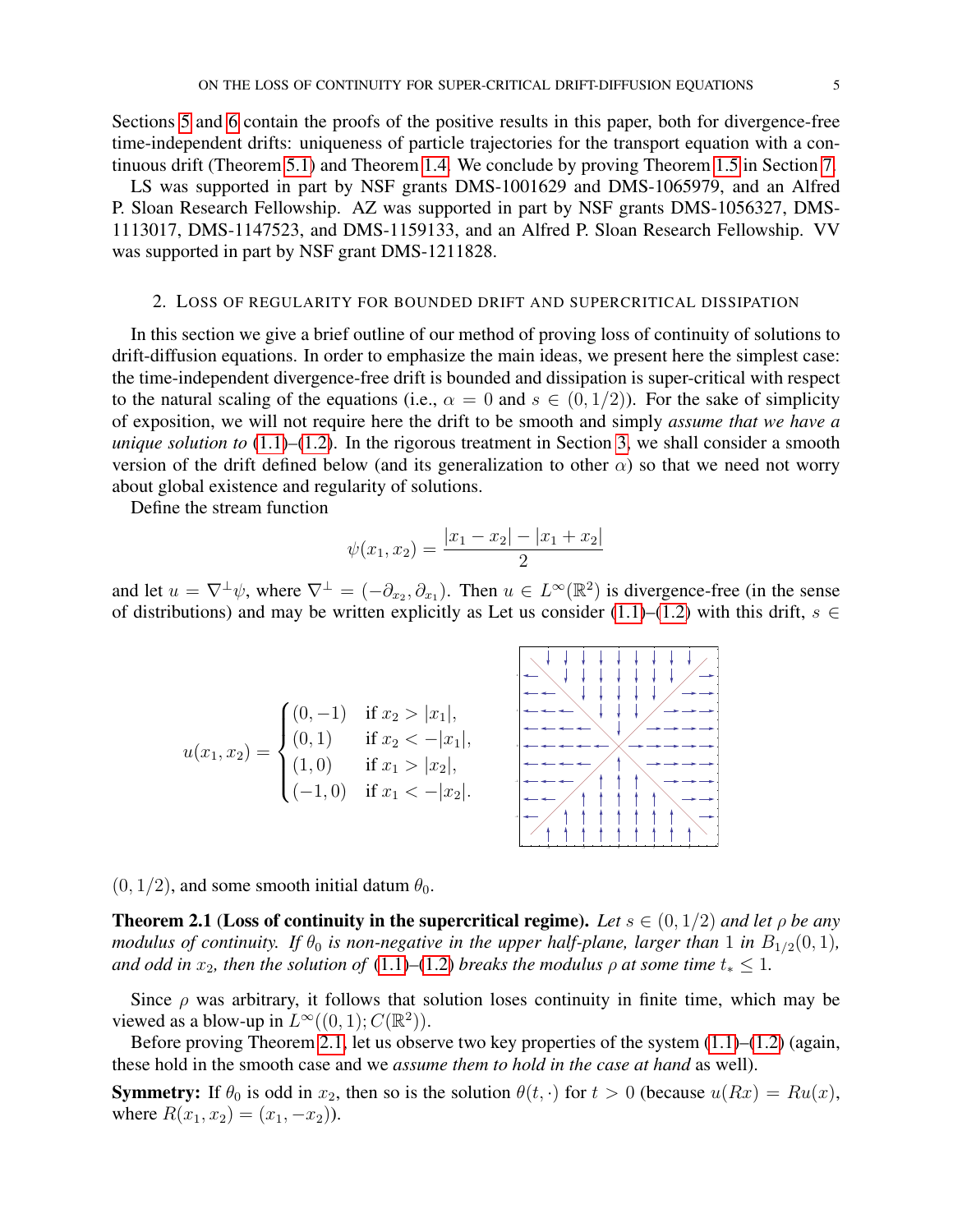Sections 5 and 6 contain the proofs of the positive results in this paper, both for divergence-free time-independent drifts: uniqueness of particle trajectories for the transport equation with a continuous drift (Theorem 5.1) and Theorem 1.4. We conclude by proving Theorem 1.5 in Section 7.

LS was supported in part by NSF grants DMS-1001629 and DMS-1065979, and an Alfred P. Sloan Research Fellowship. AZ was supported in part by NSF grants DMS-1056327, DMS-1113017, DMS-1147523, and DMS-1159133, and an Alfred P. Sloan Research Fellowship. VV was supported in part by NSF grant DMS-1211828.

## 2. Loss of regularity for bounded drift and supercritical dissipation

In this section we give a brief outline of our method of proving loss of continuity of solutions to drift-diffusion equations. In order to emphasize the main ideas, we present here the simplest case: the time-independent divergence-free drift is bounded and dissipation is super-critical with respect to the natural scaling of the equations (i.e., $\alpha = 0$ and $s \in (0, 1/2)$). For the sake of simplicity of exposition, we will not require here the drift to be smooth and simply *assume that we have a unique solution to* (1.1)–(1.2). In the rigorous treatment in Section 3, we shall consider a smooth version of the drift defined below (and its generalization to other $\alpha$) so that we need not worry about global existence and regularity of solutions.

Define the stream function

$$\psi(x_1, x_2) = \frac{|x_1 - x_2| - |x_1 + x_2|}{2}$$

and let $u = \nabla^\perp \psi$, where $\nabla^\perp = (-\partial_{x_2}, \partial_{x_1})$. Then $u \in L^\infty(\mathbb{R}^2)$ is divergence-free (in the sense of distributions) and may be written explicitly as

$$u(x_1, x_2) = \begin{cases} (0, -1) & \text{if } x_2 > |x_1|, \\ (0, 1) & \text{if } x_2 < -|x_1|, \\ (1, 0) & \text{if } x_1 > |x_2|, \\ (-1, 0) & \text{if } x_1 < -|x_2|. \end{cases}$$

Let us consider (1.1)–(1.2) with this drift, $s \in (0, 1/2)$, and some smooth initial datum $\theta_0$.

**Theorem 2.1** (**Loss of continuity in the supercritical regime).** *Let $s \in (0, 1/2)$ and let $\rho$ be any modulus of continuity. If $\theta_0$ is non-negative in the upper half-plane, larger than 1 in $B_{1/2}(0, 1)$, and odd in $x_2$, then the solution of* (1.1)–(1.2) *breaks the modulus $\rho$ at some time $t_* \leq 1$.*

Since $\rho$ was arbitrary, it follows that solution loses continuity in finite time, which may be viewed as a blow-up in $L^\infty((0, 1); C(\mathbb{R}^2))$.

Before proving Theorem 2.1, let us observe two key properties of the system (1.1)–(1.2) (again, these hold in the smooth case and we *assume them to hold in the case at hand* as well).

**Symmetry:** If $\theta_0$ is odd in $x_2$, then so is the solution $\theta(t, \cdot)$ for $t > 0$ (because $u(Rx) = Ru(x)$, where $R(x_1, x_2) = (x_1, -x_2)$).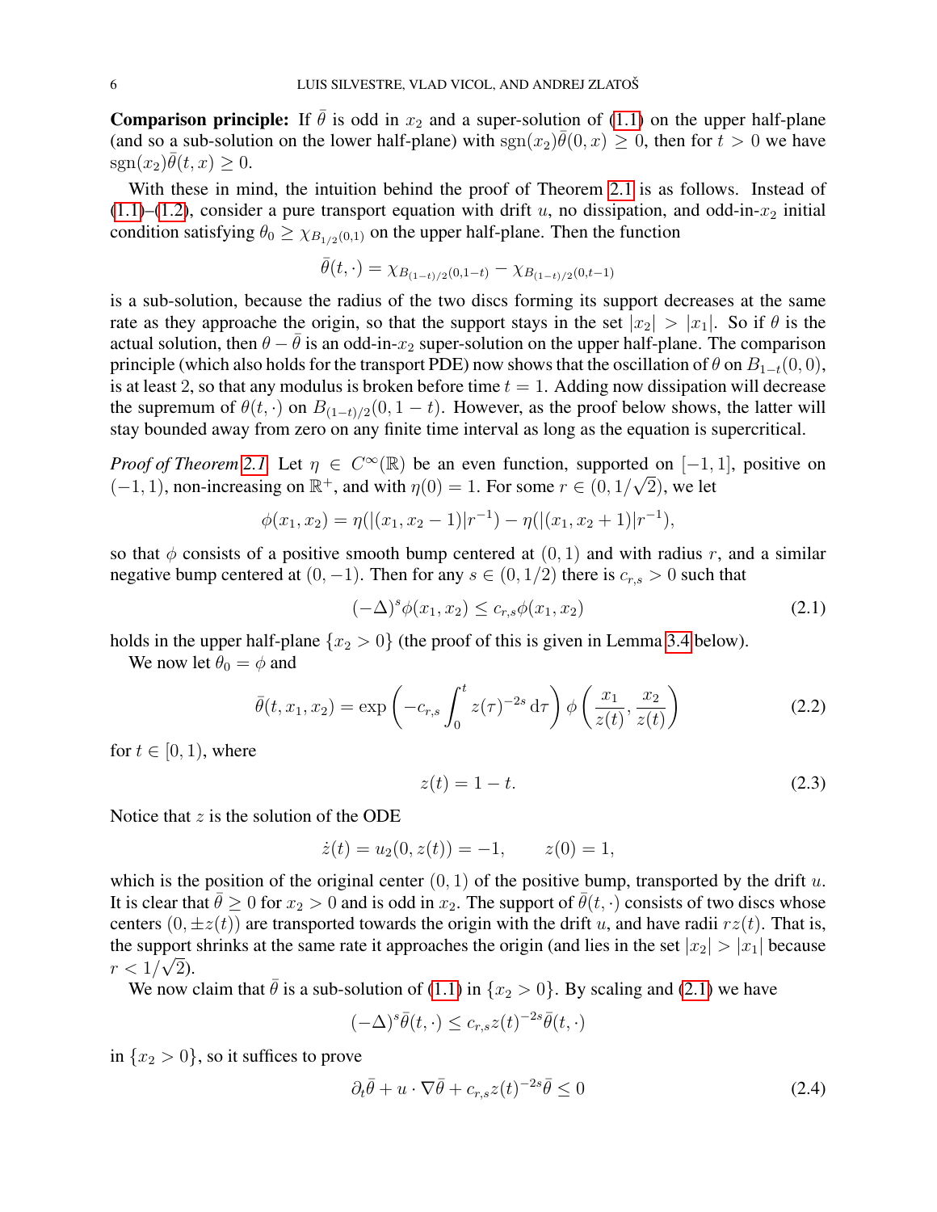**Comparison principle:** If $\bar\theta$ is odd in $x_2$ and a super-solution of (1.1) on the upper half-plane (and so a sub-solution on the lower half-plane) with $\operatorname{sgn}(x_2)\bar\theta(0,x) \geq 0$, then for $t > 0$ we have $\operatorname{sgn}(x_2)\bar\theta(t,x) \geq 0$.

With these in mind, the intuition behind the proof of Theorem 2.1 is as follows. Instead of (1.1)–(1.2), consider a pure transport equation with drift $u$, no dissipation, and odd-in-$x_2$ initial condition satisfying $\theta_0 \geq \chi_{B_{1/2}(0,1)}$ on the upper half-plane. Then the function

$$\bar\theta(t,\cdot) = \chi_{B_{(1-t)/2}(0,1-t)} - \chi_{B_{(1-t)/2}(0,t-1)}$$

is a sub-solution, because the radius of the two discs forming its support decreases at the same rate as they approach the origin, so that the support stays in the set $|x_2| > |x_1|$. So if $\theta$ is the actual solution, then $\theta - \bar\theta$ is an odd-in-$x_2$ super-solution on the upper half-plane. The comparison principle (which also holds for the transport PDE) now shows that the oscillation of $\theta$ on $B_{1-t}(0,0)$, is at least 2, so that any modulus is broken before time $t = 1$. Adding now dissipation will decrease the supremum of $\theta(t,\cdot)$ on $B_{(1-t)/2}(0, 1-t)$. However, as the proof below shows, the latter will stay bounded away from zero on any finite time interval as long as the equation is supercritical.

*Proof of Theorem 2.1.* Let $\eta \in C^\infty(\mathbb{R})$ be an even function, supported on $[-1,1]$, positive on $(-1,1)$, non-increasing on $\mathbb{R}^+$, and with $\eta(0) = 1$. For some $r \in (0, 1/\sqrt{2})$, we let

$$\phi(x_1,x_2) = \eta(|(x_1,x_2-1)|r^{-1}) - \eta(|(x_1,x_2+1)|r^{-1}),$$

so that $\phi$ consists of a positive smooth bump centered at $(0,1)$ and with radius $r$, and a similar negative bump centered at $(0,-1)$. Then for any $s \in (0,1/2)$ there is $c_{r,s} > 0$ such that

$$(-\Delta)^s \phi(x_1,x_2) \leq c_{r,s}\phi(x_1,x_2) \tag{2.1}$$

holds in the upper half-plane $\{x_2 > 0\}$ (the proof of this is given in Lemma 3.4 below).

We now let $\theta_0 = \phi$ and

$$\bar\theta(t,x_1,x_2) = \exp\left(-c_{r,s}\int_0^t z(\tau)^{-2s}\,\mathrm{d}\tau\right)\phi\left(\frac{x_1}{z(t)}, \frac{x_2}{z(t)}\right) \tag{2.2}$$

for $t \in [0,1)$, where

$$z(t) = 1 - t. \tag{2.3}$$

Notice that $z$ is the solution of the ODE

$$\dot z(t) = u_2(0, z(t)) = -1, \qquad z(0) = 1,$$

which is the position of the original center $(0,1)$ of the positive bump, transported by the drift $u$. It is clear that $\bar\theta \geq 0$ for $x_2 > 0$ and is odd in $x_2$. The support of $\bar\theta(t,\cdot)$ consists of two discs whose centers $(0, \pm z(t))$ are transported towards the origin with the drift $u$, and have radii $rz(t)$. That is, the support shrinks at the same rate it approaches the origin (and lies in the set $|x_2| > |x_1|$ because $r < 1/\sqrt{2}$).

We now claim that $\bar\theta$ is a sub-solution of (1.1) in $\{x_2 > 0\}$. By scaling and (2.1) we have

$$(-\Delta)^s\bar\theta(t,\cdot) \leq c_{r,s}z(t)^{-2s}\bar\theta(t,\cdot)$$

in $\{x_2 > 0\}$, so it suffices to prove

$$\partial_t\bar\theta + u\cdot\nabla\bar\theta + c_{r,s}z(t)^{-2s}\bar\theta \leq 0 \tag{2.4}$$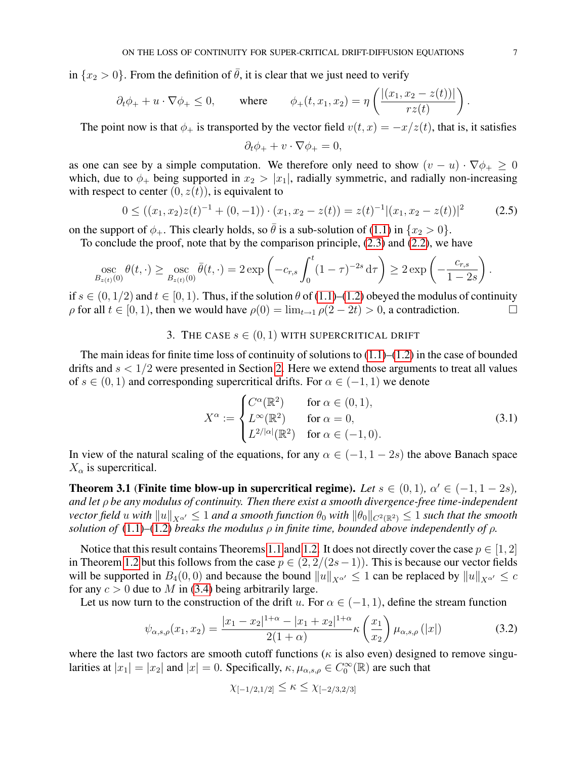in $\{x_2 > 0\}$. From the definition of $\bar{\theta}$, it is clear that we just need to verify

$$\partial_t \phi_+ + u \cdot \nabla \phi_+ \leq 0, \qquad \text{where} \qquad \phi_+(t, x_1, x_2) = \eta\left(\frac{|(x_1, x_2 - z(t))|}{r z(t)}\right).$$

The point now is that $\phi_+$ is transported by the vector field $v(t,x) = -x/z(t)$, that is, it satisfies

$$\partial_t \phi_+ + v \cdot \nabla \phi_+ = 0,$$

as one can see by a simple computation. We therefore only need to show $(v - u) \cdot \nabla \phi_+ \geq 0$ which, due to $\phi_+$ being supported in $x_2 > |x_1|$, radially symmetric, and radially non-increasing with respect to center $(0, z(t))$, is equivalent to

$$0 \leq ((x_1, x_2) z(t)^{-1} + (0, -1)) \cdot (x_1, x_2 - z(t)) = z(t)^{-1} |(x_1, x_2 - z(t))|^2 \tag{2.5}$$

on the support of $\phi_+$. This clearly holds, so $\bar{\theta}$ is a sub-solution of (1.1) in $\{x_2 > 0\}$.

To conclude the proof, note that by the comparison principle, (2.3) and (2.2), we have

$$\operatorname*{osc}_{B_{z(t)}(0)} \theta(t, \cdot) \geq \operatorname*{osc}_{B_{z(t)}(0)} \bar{\theta}(t, \cdot) = 2 \exp\left(-c_{r,s} \int_0^t (1 - \tau)^{-2s} \, d\tau\right) \geq 2 \exp\left(-\frac{c_{r,s}}{1 - 2s}\right).$$

if $s \in (0, 1/2)$ and $t \in [0, 1)$. Thus, if the solution $\theta$ of (1.1)–(1.2) obeyed the modulus of continuity $\rho$ for all $t \in [0, 1)$, then we would have $\rho(0) = \lim_{t \to 1} \rho(2 - 2t) > 0$, a contradiction. $\square$

## 3. The case $s \in (0, 1)$ with supercritical drift

The main ideas for finite time loss of continuity of solutions to (1.1)–(1.2) in the case of bounded drifts and $s < 1/2$ were presented in Section 2. Here we extend those arguments to treat all values of $s \in (0, 1)$ and corresponding supercritical drifts. For $\alpha \in (-1, 1)$ we denote

$$X^\alpha := \begin{cases} C^\alpha(\mathbb{R}^2) & \text{for } \alpha \in (0, 1), \\ L^\infty(\mathbb{R}^2) & \text{for } \alpha = 0, \\ L^{2/|\alpha|}(\mathbb{R}^2) & \text{for } \alpha \in (-1, 0). \end{cases} \tag{3.1}$$

In view of the natural scaling of the equations, for any $\alpha \in (-1, 1 - 2s)$ the above Banach space $X_\alpha$ is supercritical.

**Theorem 3.1** (**Finite time blow-up in supercritical regime).** *Let $s \in (0, 1)$, $\alpha' \in (-1, 1 - 2s)$, and let $\rho$ be any modulus of continuity. Then there exist a smooth divergence-free time-independent vector field $u$ with $\|u\|_{X^{\alpha'}} \leq 1$ and a smooth function $\theta_0$ with $\|\theta_0\|_{C^2(\mathbb{R}^2)} \leq 1$ such that the smooth solution of (1.1)–(1.2) breaks the modulus $\rho$ in finite time, bounded above independently of $\rho$.*

Notice that this result contains Theorems 1.1 and 1.2. It does not directly cover the case $p \in [1, 2]$ in Theorem 1.2 but this follows from the case $p \in (2, 2/(2s - 1))$. This is because our vector fields will be supported in $B_4(0, 0)$ and because the bound $\|u\|_{X^{\alpha'}} \leq 1$ can be replaced by $\|u\|_{X^{\alpha'}} \leq c$ for any $c > 0$ due to $M$ in (3.4) being arbitrarily large.

Let us now turn to the construction of the drift $u$. For $\alpha \in (-1, 1)$, define the stream function

$$\psi_{\alpha,s,\rho}(x_1, x_2) = \frac{|x_1 - x_2|^{1+\alpha} - |x_1 + x_2|^{1+\alpha}}{2(1 + \alpha)} \kappa\left(\frac{x_1}{x_2}\right) \mu_{\alpha,s,\rho}(|x|) \tag{3.2}$$

where the last two factors are smooth cutoff functions ($\kappa$ is also even) designed to remove singularities at $|x_1| = |x_2|$ and $|x| = 0$. Specifically, $\kappa, \mu_{\alpha,s,\rho} \in C_0^\infty(\mathbb{R})$ are such that

$$\chi_{[-1/2,1/2]} \leq \kappa \leq \chi_{[-2/3,2/3]}$$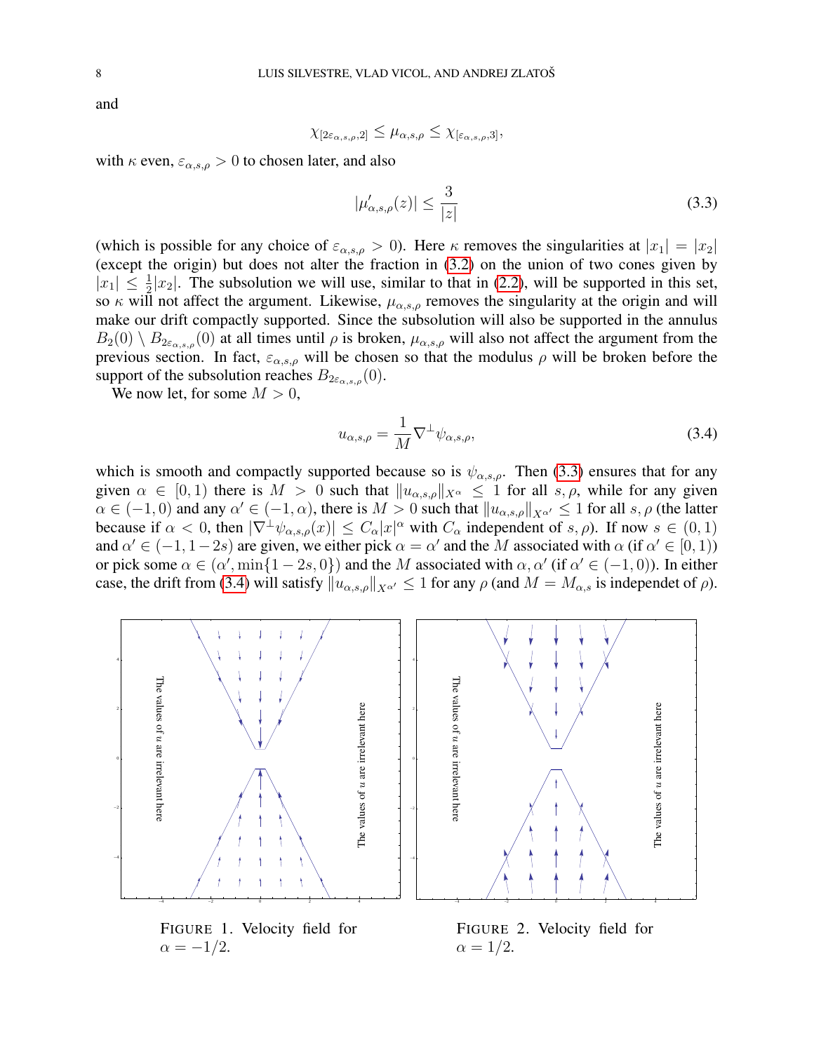and

$$\chi_{[2\varepsilon_{\alpha,s,\rho},2]} \leq \mu_{\alpha,s,\rho} \leq \chi_{[\varepsilon_{\alpha,s,\rho},3]},$$

with $\kappa$ even, $\varepsilon_{\alpha,s,\rho} > 0$ to chosen later, and also

$$|\mu'_{\alpha,s,\rho}(z)| \leq \frac{3}{|z|} \tag{3.3}$$

(which is possible for any choice of $\varepsilon_{\alpha,s,\rho} > 0$). Here $\kappa$ removes the singularities at $|x_1| = |x_2|$ (except the origin) but does not alter the fraction in (3.2) on the union of two cones given by $|x_1| \leq \frac{1}{2}|x_2|$. The subsolution we will use, similar to that in (2.2), will be supported in this set, so $\kappa$ will not affect the argument. Likewise, $\mu_{\alpha,s,\rho}$ removes the singularity at the origin and will make our drift compactly supported. Since the subsolution will also be supported in the annulus $B_2(0) \setminus B_{2\varepsilon_{\alpha,s,\rho}}(0)$ at all times until $\rho$ is broken, $\mu_{\alpha,s,\rho}$ will also not affect the argument from the previous section. In fact, $\varepsilon_{\alpha,s,\rho}$ will be chosen so that the modulus $\rho$ will be broken before the support of the subsolution reaches $B_{2\varepsilon_{\alpha,s,\rho}}(0)$.

We now let, for some $M > 0$,

$$u_{\alpha,s,\rho} = \frac{1}{M}\nabla^{\perp}\psi_{\alpha,s,\rho}, \tag{3.4}$$

which is smooth and compactly supported because so is $\psi_{\alpha,s,\rho}$. Then (3.3) ensures that for any given $\alpha \in [0, 1)$ there is $M > 0$ such that $\|u_{\alpha,s,\rho}\|_{X^\alpha} \leq 1$ for all $s, \rho$, while for any given $\alpha \in (-1, 0)$ and any $\alpha' \in (-1, \alpha)$, there is $M > 0$ such that $\|u_{\alpha,s,\rho}\|_{X^{\alpha'}} \leq 1$ for all $s, \rho$ (the latter because if $\alpha < 0$, then $|\nabla^{\perp}\psi_{\alpha,s,\rho}(x)| \leq C_\alpha |x|^\alpha$ with $C_\alpha$ independent of $s, \rho$). If now $s \in (0, 1)$ and $\alpha' \in (-1, 1-2s)$ are given, we either pick $\alpha = \alpha'$ and the $M$ associated with $\alpha$ (if $\alpha' \in [0, 1)$) or pick some $\alpha \in (\alpha', \min\{1-2s, 0\})$ and the $M$ associated with $\alpha, \alpha'$ (if $\alpha' \in (-1, 0)$). In either case, the drift from (3.4) will satisfy $\|u_{\alpha,s,\rho}\|_{X^{\alpha'}} \leq 1$ for any $\rho$ (and $M = M_{\alpha,s}$ is independet of $\rho$).

FIGURE 1. Velocity field for $\alpha = -1/2$.

FIGURE 2. Velocity field for $\alpha = 1/2$.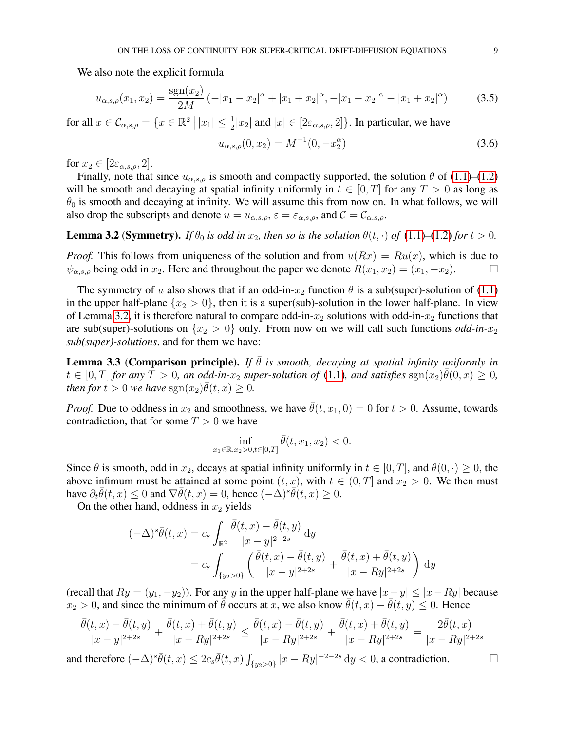We also note the explicit formula

$$u_{\alpha,s,\rho}(x_1,x_2) = \frac{\operatorname{sgn}(x_2)}{2M}\left(-|x_1-x_2|^\alpha + |x_1+x_2|^\alpha, -|x_1-x_2|^\alpha - |x_1+x_2|^\alpha\right) \tag{3.5}$$

for all $x \in \mathcal{C}_{\alpha,s,\rho} = \{x \in \mathbb{R}^2 \,\big|\, |x_1| \le \frac{1}{2}|x_2| \text{ and } |x| \in [2\varepsilon_{\alpha,s,\rho}, 2]\}$. In particular, we have

$$u_{\alpha,s,\rho}(0,x_2) = M^{-1}(0, -x_2^\alpha) \tag{3.6}$$

for $x_2 \in [2\varepsilon_{\alpha,s,\rho}, 2]$.

Finally, note that since $u_{\alpha,s,\rho}$ is smooth and compactly supported, the solution $\theta$ of (1.1)–(1.2) will be smooth and decaying at spatial infinity uniformly in $t \in [0,T]$ for any $T > 0$ as long as $\theta_0$ is smooth and decaying at infinity. We will assume this from now on. In what follows, we will also drop the subscripts and denote $u = u_{\alpha,s,\rho}$, $\varepsilon = \varepsilon_{\alpha,s,\rho}$, and $\mathcal{C} = \mathcal{C}_{\alpha,s,\rho}$.

**Lemma 3.2** (**Symmetry**). *If $\theta_0$ is odd in $x_2$, then so is the solution $\theta(t,\cdot)$ of (1.1)–(1.2) for $t > 0$.*

*Proof.* This follows from uniqueness of the solution and from $u(Rx) = Ru(x)$, which is due to $\psi_{\alpha,s,\rho}$ being odd in $x_2$. Here and throughout the paper we denote $R(x_1,x_2) = (x_1,-x_2)$. □

The symmetry of $u$ also shows that if an odd-in-$x_2$ function $\theta$ is a sub(super)-solution of (1.1) in the upper half-plane $\{x_2 > 0\}$, then it is a super(sub)-solution in the lower half-plane. In view of Lemma 3.2, it is therefore natural to compare odd-in-$x_2$ solutions with odd-in-$x_2$ functions that are sub(super)-solutions on $\{x_2 > 0\}$ only. From now on we will call such functions *odd-in-$x_2$ sub(super)-solutions*, and for them we have:

**Lemma 3.3** (**Comparison principle**). *If $\bar\theta$ is smooth, decaying at spatial infinity uniformly in $t \in [0,T]$ for any $T > 0$, an odd-in-$x_2$ super-solution of (1.1), and satisfies $\operatorname{sgn}(x_2)\bar\theta(0,x) \ge 0$, then for $t > 0$ we have $\operatorname{sgn}(x_2)\bar\theta(t,x) \ge 0$.*

*Proof.* Due to oddness in $x_2$ and smoothness, we have $\bar\theta(t,x_1,0) = 0$ for $t > 0$. Assume, towards contradiction, that for some $T > 0$ we have

$$\inf_{x_1\in\mathbb{R}, x_2>0, t\in[0,T]} \bar\theta(t,x_1,x_2) < 0.$$

Since $\bar\theta$ is smooth, odd in $x_2$, decays at spatial infinity uniformly in $t \in [0,T]$, and $\bar\theta(0,\cdot) \ge 0$, the above infimum must be attained at some point $(t,x)$, with $t \in (0,T]$ and $x_2 > 0$. We then must have $\partial_t\bar\theta(t,x) \le 0$ and $\nabla\bar\theta(t,x) = 0$, hence $(-\Delta)^s\bar\theta(t,x) \ge 0$.

On the other hand, oddness in $x_2$ yields

$$\begin{aligned}
(-\Delta)^s\bar\theta(t,x) &= c_s \int_{\mathbb{R}^2} \frac{\bar\theta(t,x) - \bar\theta(t,y)}{|x-y|^{2+2s}}\,\mathrm{d}y \\
&= c_s \int_{\{y_2>0\}} \left( \frac{\bar\theta(t,x) - \bar\theta(t,y)}{|x-y|^{2+2s}} + \frac{\bar\theta(t,x) + \bar\theta(t,y)}{|x-Ry|^{2+2s}} \right) \mathrm{d}y
\end{aligned}$$

(recall that $Ry = (y_1,-y_2)$). For any $y$ in the upper half-plane we have $|x-y| \le |x-Ry|$ because $x_2 > 0$, and since the minimum of $\bar\theta$ occurs at $x$, we also know $\bar\theta(t,x) - \bar\theta(t,y) \le 0$. Hence

$$\frac{\bar\theta(t,x) - \bar\theta(t,y)}{|x-y|^{2+2s}} + \frac{\bar\theta(t,x) + \bar\theta(t,y)}{|x-Ry|^{2+2s}} \le \frac{\bar\theta(t,x) - \bar\theta(t,y)}{|x-Ry|^{2+2s}} + \frac{\bar\theta(t,x) + \bar\theta(t,y)}{|x-Ry|^{2+2s}} = \frac{2\bar\theta(t,x)}{|x-Ry|^{2+2s}}$$

and therefore $(-\Delta)^s\bar\theta(t,x) \le 2c_s\bar\theta(t,x)\int_{\{y_2>0\}} |x-Ry|^{-2-2s}\,\mathrm{d}y < 0$, a contradiction. □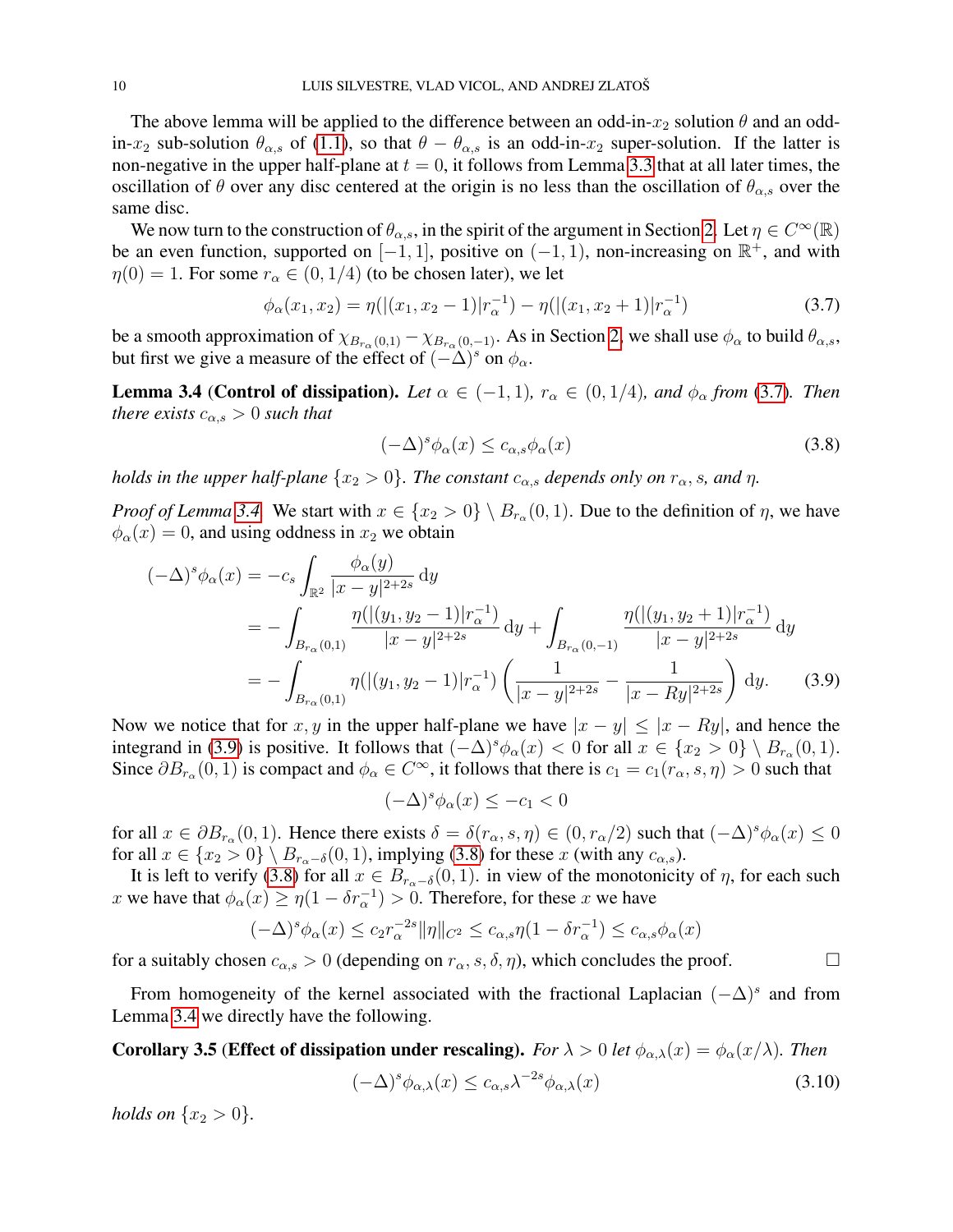The above lemma will be applied to the difference between an odd-in-$x_2$ solution $\theta$ and an odd-in-$x_2$ sub-solution $\theta_{\alpha,s}$ of (1.1), so that $\theta - \theta_{\alpha,s}$ is an odd-in-$x_2$ super-solution. If the latter is non-negative in the upper half-plane at $t = 0$, it follows from Lemma 3.3 that at all later times, the oscillation of $\theta$ over any disc centered at the origin is no less than the oscillation of $\theta_{\alpha,s}$ over the same disc.

We now turn to the construction of $\theta_{\alpha,s}$, in the spirit of the argument in Section 2. Let $\eta \in C^\infty(\mathbb{R})$ be an even function, supported on $[-1, 1]$, positive on $(-1, 1)$, non-increasing on $\mathbb{R}^+$, and with $\eta(0) = 1$. For some $r_\alpha \in (0, 1/4)$ (to be chosen later), we let

$$\phi_\alpha(x_1, x_2) = \eta(|(x_1, x_2 - 1)|r_\alpha^{-1}) - \eta(|(x_1, x_2 + 1)|r_\alpha^{-1}) \tag{3.7}$$

be a smooth approximation of $\chi_{B_{r_\alpha}(0,1)} - \chi_{B_{r_\alpha}(0,-1)}$. As in Section 2, we shall use $\phi_\alpha$ to build $\theta_{\alpha,s}$, but first we give a measure of the effect of $(-\Delta)^s$ on $\phi_\alpha$.

**Lemma 3.4 (Control of dissipation).** *Let $\alpha \in (-1, 1)$, $r_\alpha \in (0, 1/4)$, and $\phi_\alpha$ from (3.7). Then there exists $c_{\alpha,s} > 0$ such that*

$$(-\Delta)^s \phi_\alpha(x) \leq c_{\alpha,s} \phi_\alpha(x) \tag{3.8}$$

*holds in the upper half-plane $\{x_2 > 0\}$. The constant $c_{\alpha,s}$ depends only on $r_\alpha$, $s$, and $\eta$.*

*Proof of Lemma 3.4.* We start with $x \in \{x_2 > 0\} \setminus B_{r_\alpha}(0, 1)$. Due to the definition of $\eta$, we have $\phi_\alpha(x) = 0$, and using oddness in $x_2$ we obtain

$$\begin{aligned}
(-\Delta)^s \phi_\alpha(x) &= -c_s \int_{\mathbb{R}^2} \frac{\phi_\alpha(y)}{|x - y|^{2+2s}} \, dy \\
&= -\int_{B_{r_\alpha}(0,1)} \frac{\eta(|(y_1, y_2 - 1)|r_\alpha^{-1})}{|x - y|^{2+2s}} \, dy + \int_{B_{r_\alpha}(0,-1)} \frac{\eta(|(y_1, y_2 + 1)|r_\alpha^{-1})}{|x - y|^{2+2s}} \, dy \\
&= -\int_{B_{r_\alpha}(0,1)} \eta(|(y_1, y_2 - 1)|r_\alpha^{-1}) \left( \frac{1}{|x - y|^{2+2s}} - \frac{1}{|x - Ry|^{2+2s}} \right) dy. \qquad (3.9)
\end{aligned}$$

Now we notice that for $x, y$ in the upper half-plane we have $|x - y| \leq |x - Ry|$, and hence the integrand in (3.9) is positive. It follows that $(-\Delta)^s \phi_\alpha(x) < 0$ for all $x \in \{x_2 > 0\} \setminus B_{r_\alpha}(0, 1)$. Since $\partial B_{r_\alpha}(0, 1)$ is compact and $\phi_\alpha \in C^\infty$, it follows that there is $c_1 = c_1(r_\alpha, s, \eta) > 0$ such that

$$(-\Delta)^s \phi_\alpha(x) \leq -c_1 < 0$$

for all $x \in \partial B_{r_\alpha}(0, 1)$. Hence there exists $\delta = \delta(r_\alpha, s, \eta) \in (0, r_\alpha/2)$ such that $(-\Delta)^s \phi_\alpha(x) \leq 0$ for all $x \in \{x_2 > 0\} \setminus B_{r_\alpha - \delta}(0, 1)$, implying (3.8) for these $x$ (with any $c_{\alpha,s}$).

It is left to verify (3.8) for all $x \in B_{r_\alpha - \delta}(0, 1)$. in view of the monotonicity of $\eta$, for each such $x$ we have that $\phi_\alpha(x) \geq \eta(1 - \delta r_\alpha^{-1}) > 0$. Therefore, for these $x$ we have

$$(-\Delta)^s \phi_\alpha(x) \leq c_2 r_\alpha^{-2s} \|\eta\|_{C^2} \leq c_{\alpha,s} \eta(1 - \delta r_\alpha^{-1}) \leq c_{\alpha,s} \phi_\alpha(x)$$

for a suitably chosen $c_{\alpha,s} > 0$ (depending on $r_\alpha, s, \delta, \eta$), which concludes the proof. $\square$

From homogeneity of the kernel associated with the fractional Laplacian $(-\Delta)^s$ and from Lemma 3.4 we directly have the following.

**Corollary 3.5 (Effect of dissipation under rescaling).** *For $\lambda > 0$ let $\phi_{\alpha,\lambda}(x) = \phi_\alpha(x/\lambda)$. Then*

$$(-\Delta)^s \phi_{\alpha,\lambda}(x) \leq c_{\alpha,s} \lambda^{-2s} \phi_{\alpha,\lambda}(x) \tag{3.10}$$

*holds on $\{x_2 > 0\}$.*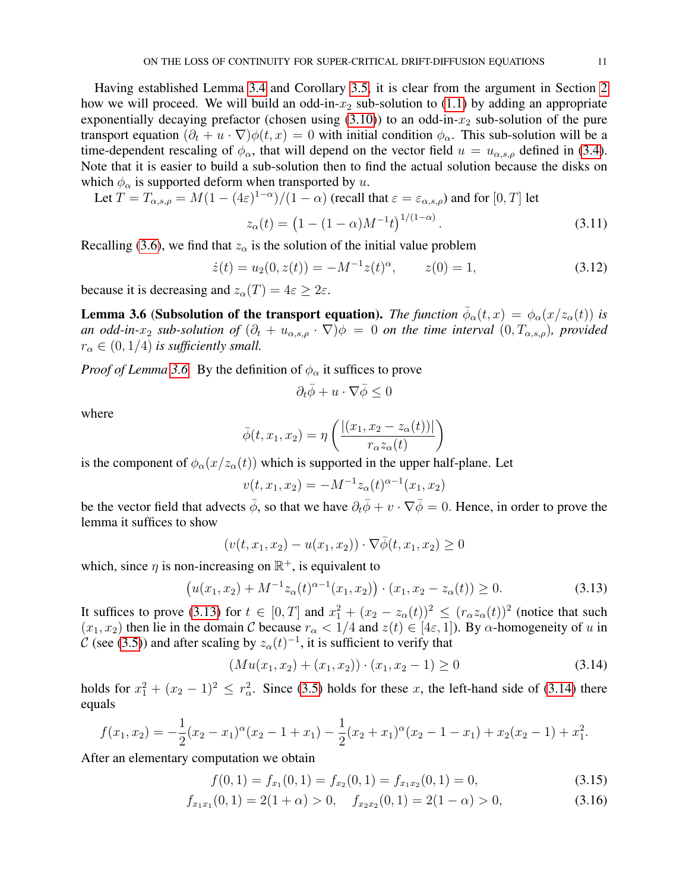Having established Lemma 3.4 and Corollary 3.5, it is clear from the argument in Section 2 how we will proceed. We will build an odd-in-$x_2$ sub-solution to (1.1) by adding an appropriate exponentially decaying prefactor (chosen using (3.10)) to an odd-in-$x_2$ sub-solution of the pure transport equation $(\partial_t + u \cdot \nabla)\phi(t,x) = 0$ with initial condition $\phi_\alpha$. This sub-solution will be a time-dependent rescaling of $\phi_\alpha$, that will depend on the vector field $u = u_{\alpha,s,\rho}$ defined in (3.4). Note that it is easier to build a sub-solution then to find the actual solution because the disks on which $\phi_\alpha$ is supported deform when transported by $u$.

Let $T = T_{\alpha,s,\rho} = M(1-(4\varepsilon)^{1-\alpha})/(1-\alpha)$ (recall that $\varepsilon = \varepsilon_{\alpha,s,\rho}$) and for $[0,T]$ let

$$z_\alpha(t) = \left(1 - (1-\alpha)M^{-1}t\right)^{1/(1-\alpha)}. \tag{3.11}$$

Recalling (3.6), we find that $z_\alpha$ is the solution of the initial value problem

$$\dot{z}(t) = u_2(0, z(t)) = -M^{-1}z(t)^\alpha, \qquad z(0) = 1, \tag{3.12}$$

because it is decreasing and $z_\alpha(T) = 4\varepsilon \geq 2\varepsilon$.

**Lemma 3.6 (Subsolution of the transport equation).** *The function $\bar{\phi}_\alpha(t,x) = \phi_\alpha(x/z_\alpha(t))$ is an odd-in-$x_2$ sub-solution of $(\partial_t + u_{\alpha,s,\rho} \cdot \nabla)\phi = 0$ on the time interval $(0, T_{\alpha,s,\rho})$, provided $r_\alpha \in (0, 1/4)$ is sufficiently small.*

*Proof of Lemma 3.6.* By the definition of $\phi_\alpha$ it suffices to prove

$$\partial_t \bar{\phi} + u \cdot \nabla \bar{\phi} \leq 0$$

where

$$\bar{\phi}(t, x_1, x_2) = \eta\left(\frac{|(x_1, x_2 - z_\alpha(t))|}{r_\alpha z_\alpha(t)}\right)$$

is the component of $\phi_\alpha(x/z_\alpha(t))$ which is supported in the upper half-plane. Let

$$v(t, x_1, x_2) = -M^{-1}z_\alpha(t)^{\alpha-1}(x_1, x_2)$$

be the vector field that advects $\bar{\phi}$, so that we have $\partial_t \bar{\phi} + v \cdot \nabla \bar{\phi} = 0$. Hence, in order to prove the lemma it suffices to show

$$(v(t, x_1, x_2) - u(x_1, x_2)) \cdot \nabla \bar{\phi}(t, x_1, x_2) \geq 0$$

which, since $\eta$ is non-increasing on $\mathbb{R}^+$, is equivalent to

$$\left(u(x_1, x_2) + M^{-1}z_\alpha(t)^{\alpha-1}(x_1, x_2)\right) \cdot (x_1, x_2 - z_\alpha(t)) \geq 0. \tag{3.13}$$

It suffices to prove (3.13) for $t \in [0,T]$ and $x_1^2 + (x_2 - z_\alpha(t))^2 \leq (r_\alpha z_\alpha(t))^2$ (notice that such $(x_1, x_2)$ then lie in the domain $\mathcal{C}$ because $r_\alpha < 1/4$ and $z(t) \in [4\varepsilon, 1]$). By $\alpha$-homogeneity of $u$ in $\mathcal{C}$ (see (3.5)) and after scaling by $z_\alpha(t)^{-1}$, it is sufficient to verify that

$$(Mu(x_1, x_2) + (x_1, x_2)) \cdot (x_1, x_2 - 1) \geq 0 \tag{3.14}$$

holds for $x_1^2 + (x_2 - 1)^2 \leq r_\alpha^2$. Since (3.5) holds for these $x$, the left-hand side of (3.14) there equals

$$f(x_1, x_2) = -\frac{1}{2}(x_2 - x_1)^\alpha (x_2 - 1 + x_1) - \frac{1}{2}(x_2 + x_1)^\alpha (x_2 - 1 - x_1) + x_2(x_2 - 1) + x_1^2.$$

After an elementary computation we obtain

$$f(0,1) = f_{x_1}(0,1) = f_{x_2}(0,1) = f_{x_1x_2}(0,1) = 0, \tag{3.15}$$

$$f_{x_1x_1}(0,1) = 2(1+\alpha) > 0, \quad f_{x_2x_2}(0,1) = 2(1-\alpha) > 0, \tag{3.16}$$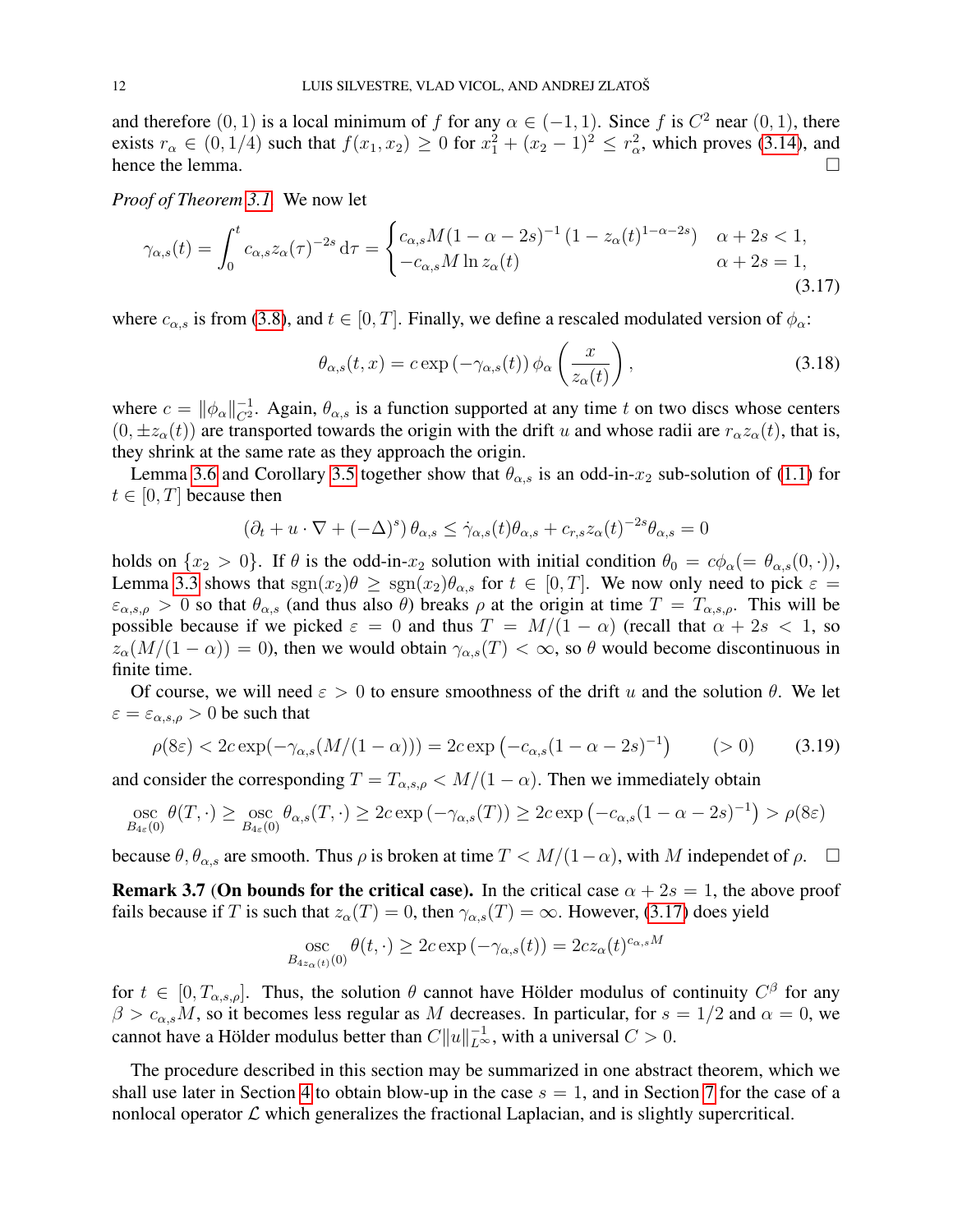and therefore $(0,1)$ is a local minimum of $f$ for any $\alpha \in (-1,1)$. Since $f$ is $C^2$ near $(0,1)$, there exists $r_\alpha \in (0,1/4)$ such that $f(x_1,x_2) \geq 0$ for $x_1^2 + (x_2-1)^2 \leq r_\alpha^2$, which proves (3.14), and hence the lemma. □

*Proof of Theorem 3.1* We now let

$$\gamma_{\alpha,s}(t) = \int_0^t c_{\alpha,s} z_\alpha(\tau)^{-2s}\, \mathrm{d}\tau = \begin{cases} c_{\alpha,s} M (1-\alpha-2s)^{-1} \left(1 - z_\alpha(t)^{1-\alpha-2s}\right) & \alpha + 2s < 1, \\ -c_{\alpha,s} M \ln z_\alpha(t) & \alpha + 2s = 1, \end{cases} \tag{3.17}$$

where $c_{\alpha,s}$ is from (3.8), and $t \in [0,T]$. Finally, we define a rescaled modulated version of $\phi_\alpha$:

$$\theta_{\alpha,s}(t,x) = c \exp\left(-\gamma_{\alpha,s}(t)\right) \phi_\alpha\left(\frac{x}{z_\alpha(t)}\right), \tag{3.18}$$

where $c = \|\phi_\alpha\|_{C^2}^{-1}$. Again, $\theta_{\alpha,s}$ is a function supported at any time $t$ on two discs whose centers $(0, \pm z_\alpha(t))$ are transported towards the origin with the drift $u$ and whose radii are $r_\alpha z_\alpha(t)$, that is, they shrink at the same rate as they approach the origin.

Lemma 3.6 and Corollary 3.5 together show that $\theta_{\alpha,s}$ is an odd-in-$x_2$ sub-solution of (1.1) for $t \in [0,T]$ because then

$$\left(\partial_t + u\cdot\nabla + (-\Delta)^s\right)\theta_{\alpha,s} \leq \dot\gamma_{\alpha,s}(t)\theta_{\alpha,s} + c_{r,s} z_\alpha(t)^{-2s}\theta_{\alpha,s} = 0$$

holds on $\{x_2 > 0\}$. If $\theta$ is the odd-in-$x_2$ solution with initial condition $\theta_0 = c\phi_\alpha (= \theta_{\alpha,s}(0,\cdot))$, Lemma 3.3 shows that $\operatorname{sgn}(x_2)\theta \geq \operatorname{sgn}(x_2)\theta_{\alpha,s}$ for $t \in [0,T]$. We now only need to pick $\varepsilon = \varepsilon_{\alpha,s,\rho} > 0$ so that $\theta_{\alpha,s}$ (and thus also $\theta$) breaks $\rho$ at the origin at time $T = T_{\alpha,s,\rho}$. This will be possible because if we picked $\varepsilon = 0$ and thus $T = M/(1-\alpha)$ (recall that $\alpha + 2s < 1$, so $z_\alpha(M/(1-\alpha)) = 0$), then we would obtain $\gamma_{\alpha,s}(T) < \infty$, so $\theta$ would become discontinuous in finite time.

Of course, we will need $\varepsilon > 0$ to ensure smoothness of the drift $u$ and the solution $\theta$. We let $\varepsilon = \varepsilon_{\alpha,s,\rho} > 0$ be such that

$$\rho(8\varepsilon) < 2c\exp(-\gamma_{\alpha,s}(M/(1-\alpha))) = 2c\exp\left(-c_{\alpha,s}(1-\alpha-2s)^{-1}\right) \qquad (>0) \tag{3.19}$$

and consider the corresponding $T = T_{\alpha,s,\rho} < M/(1-\alpha)$. Then we immediately obtain

$$\operatorname*{osc}_{B_{4\varepsilon}(0)} \theta(T,\cdot) \geq \operatorname*{osc}_{B_{4\varepsilon}(0)} \theta_{\alpha,s}(T,\cdot) \geq 2c\exp\left(-\gamma_{\alpha,s}(T)\right) \geq 2c\exp\left(-c_{\alpha,s}(1-\alpha-2s)^{-1}\right) > \rho(8\varepsilon)$$

because $\theta, \theta_{\alpha,s}$ are smooth. Thus $\rho$ is broken at time $T < M/(1-\alpha)$, with $M$ independet of $\rho$. □

**Remark 3.7** (**On bounds for the critical case).** In the critical case $\alpha + 2s = 1$, the above proof fails because if $T$ is such that $z_\alpha(T) = 0$, then $\gamma_{\alpha,s}(T) = \infty$. However, (3.17) does yield

$$\operatorname*{osc}_{B_{4z_\alpha(t)}(0)} \theta(t,\cdot) \geq 2c\exp\left(-\gamma_{\alpha,s}(t)\right) = 2cz_\alpha(t)^{c_{\alpha,s}M}$$

for $t \in [0, T_{\alpha,s,\rho}]$. Thus, the solution $\theta$ cannot have Hölder modulus of continuity $C^\beta$ for any $\beta > c_{\alpha,s}M$, so it becomes less regular as $M$ decreases. In particular, for $s = 1/2$ and $\alpha = 0$, we cannot have a Hölder modulus better than $C\|u\|_{L^\infty}^{-1}$, with a universal $C > 0$.

The procedure described in this section may be summarized in one abstract theorem, which we shall use later in Section 4 to obtain blow-up in the case $s = 1$, and in Section 7 for the case of a nonlocal operator $\mathcal{L}$ which generalizes the fractional Laplacian, and is slightly supercritical.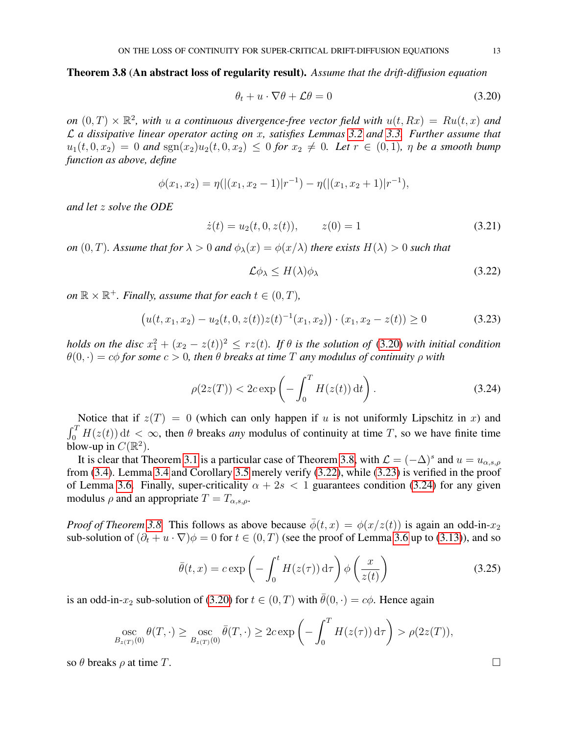**Theorem 3.8** (**An abstract loss of regularity result**). *Assume that the drift-diffusion equation*

$$\theta_t + u \cdot \nabla\theta + \mathcal{L}\theta = 0 \tag{3.20}$$

*on $(0, T) \times \mathbb{R}^2$, with $u$ a continuous divergence-free vector field with $u(t, Rx) = Ru(t, x)$ and $\mathcal{L}$ a dissipative linear operator acting on $x$, satisfies Lemmas 3.2 and 3.3. Further assume that $u_1(t, 0, x_2) = 0$ and $\operatorname{sgn}(x_2)u_2(t, 0, x_2) \leq 0$ for $x_2 \neq 0$. Let $r \in (0, 1)$, $\eta$ be a smooth bump function as above, define*

$$\phi(x_1, x_2) = \eta(|(x_1, x_2 - 1)|r^{-1}) - \eta(|(x_1, x_2 + 1)|r^{-1}),$$

*and let $z$ solve the ODE*

$$\dot{z}(t) = u_2(t, 0, z(t)), \qquad z(0) = 1 \tag{3.21}$$

*on $(0, T)$. Assume that for $\lambda > 0$ and $\phi_\lambda(x) = \phi(x/\lambda)$ there exists $H(\lambda) > 0$ such that*

$$\mathcal{L}\phi_\lambda \leq H(\lambda)\phi_\lambda \tag{3.22}$$

*on $\mathbb{R} \times \mathbb{R}^+$. Finally, assume that for each $t \in (0, T)$,*

$$\big(u(t, x_1, x_2) - u_2(t, 0, z(t))z(t)^{-1}(x_1, x_2)\big) \cdot (x_1, x_2 - z(t)) \geq 0 \tag{3.23}$$

*holds on the disc $x_1^2 + (x_2 - z(t))^2 \leq rz(t)$. If $\theta$ is the solution of (3.20) with initial condition $\theta(0, \cdot) = c\phi$ for some $c > 0$, then $\theta$ breaks at time $T$ any modulus of continuity $\rho$ with*

$$\rho(2z(T)) < 2c \exp\left(-\int_0^T H(z(t))\, \mathrm{d}t\right). \tag{3.24}$$

Notice that if $z(T) = 0$ (which can only happen if $u$ is not uniformly Lipschitz in $x$) and $\int_0^T H(z(t))\, \mathrm{d}t < \infty$, then $\theta$ breaks *any* modulus of continuity at time $T$, so we have finite time blow-up in $C(\mathbb{R}^2)$.

It is clear that Theorem 3.1 is a particular case of Theorem 3.8, with $\mathcal{L} = (-\Delta)^s$ and $u = u_{\alpha,s,\rho}$ from (3.4). Lemma 3.4 and Corollary 3.5 merely verify (3.22), while (3.23) is verified in the proof of Lemma 3.6. Finally, super-criticality $\alpha + 2s < 1$ guarantees condition (3.24) for any given modulus $\rho$ and an appropriate $T = T_{\alpha,s,\rho}$.

*Proof of Theorem 3.8.* This follows as above because $\bar{\phi}(t, x) = \phi(x/z(t))$ is again an odd-in-$x_2$ sub-solution of $(\partial_t + u \cdot \nabla)\phi = 0$ for $t \in (0, T)$ (see the proof of Lemma 3.6 up to (3.13)), and so

$$\bar{\theta}(t, x) = c \exp\left(-\int_0^t H(z(\tau))\, \mathrm{d}\tau\right) \phi\left(\frac{x}{z(t)}\right) \tag{3.25}$$

is an odd-in-$x_2$ sub-solution of (3.20) for $t \in (0, T)$ with $\bar{\theta}(0, \cdot) = c\phi$. Hence again

$$\operatorname*{osc}_{B_{z(T)}(0)} \theta(T, \cdot) \geq \operatorname*{osc}_{B_{z(T)}(0)} \bar{\theta}(T, \cdot) \geq 2c \exp\left(-\int_0^T H(z(\tau))\, \mathrm{d}\tau\right) > \rho(2z(T)),$$

so $\theta$ breaks $\rho$ at time $T$. $\square$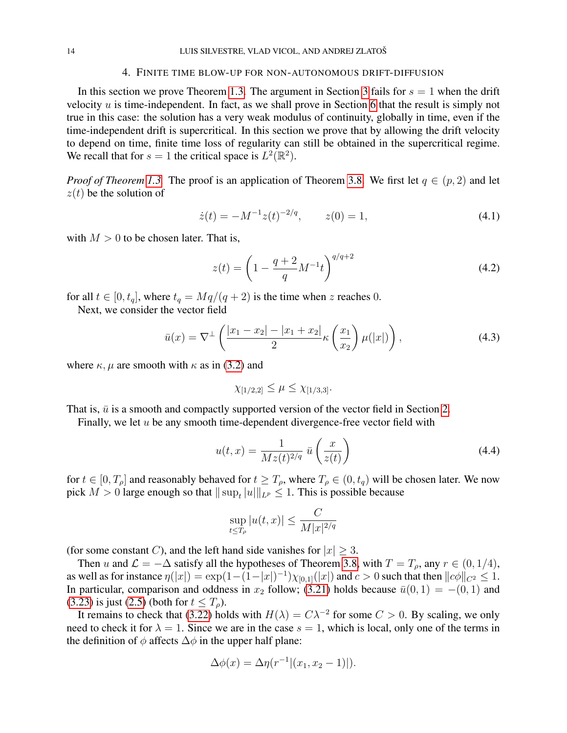## 4. Finite time blow-up for non-autonomous drift-diffusion

In this section we prove Theorem 1.3. The argument in Section 3 fails for $s = 1$ when the drift velocity $u$ is time-independent. In fact, as we shall prove in Section 6 that the result is simply not true in this case: the solution has a very weak modulus of continuity, globally in time, even if the time-independent drift is supercritical. In this section we prove that by allowing the drift velocity to depend on time, finite time loss of regularity can still be obtained in the supercritical regime. We recall that for $s = 1$ the critical space is $L^2(\mathbb{R}^2)$.

*Proof of Theorem 1.3.* The proof is an application of Theorem 3.8. We first let $q \in (p, 2)$ and let $z(t)$ be the solution of

$$\dot{z}(t) = -M^{-1} z(t)^{-2/q}, \qquad z(0) = 1, \tag{4.1}$$

with $M > 0$ to be chosen later. That is,

$$z(t) = \left(1 - \frac{q+2}{q} M^{-1} t\right)^{q/q+2} \tag{4.2}$$

for all $t \in [0, t_q]$, where $t_q = Mq/(q+2)$ is the time when $z$ reaches 0.

Next, we consider the vector field

$$\bar{u}(x) = \nabla^{\perp} \left( \frac{|x_1 - x_2| - |x_1 + x_2|}{2} \kappa\left(\frac{x_1}{x_2}\right) \mu(|x|) \right), \tag{4.3}$$

where $\kappa, \mu$ are smooth with $\kappa$ as in (3.2) and

$$\chi_{[1/2,2]} \leq \mu \leq \chi_{[1/3,3]}.$$

That is, $\bar{u}$ is a smooth and compactly supported version of the vector field in Section 2.

Finally, we let $u$ be any smooth time-dependent divergence-free vector field with

$$u(t, x) = \frac{1}{M z(t)^{2/q}} \, \bar{u}\left(\frac{x}{z(t)}\right) \tag{4.4}$$

for $t \in [0, T_\rho]$ and reasonably behaved for $t \geq T_\rho$, where $T_\rho \in (0, t_q)$ will be chosen later. We now pick $M > 0$ large enough so that $\| \sup_t |u| \|_{L^p} \leq 1$. This is possible because

$$\sup_{t \leq T_\rho} |u(t, x)| \leq \frac{C}{M |x|^{2/q}}$$

(for some constant $C$), and the left hand side vanishes for $|x| \geq 3$.

Then $u$ and $\mathcal{L} = -\Delta$ satisfy all the hypotheses of Theorem 3.8, with $T = T_\rho$, any $r \in (0, 1/4)$, as well as for instance $\eta(|x|) = \exp(1 - (1 - |x|)^{-1}) \chi_{[0,1]}(|x|)$ and $c > 0$ such that then $\|c\phi\|_{C^2} \leq 1$. In particular, comparison and oddness in $x_2$ follow; (3.21) holds because $\bar{u}(0, 1) = -(0, 1)$ and (3.23) is just (2.5) (both for $t \leq T_\rho$).

It remains to check that (3.22) holds with $H(\lambda) = C\lambda^{-2}$ for some $C > 0$. By scaling, we only need to check it for $\lambda = 1$. Since we are in the case $s = 1$, which is local, only one of the terms in the definition of $\phi$ affects $\Delta\phi$ in the upper half plane:

$$\Delta\phi(x) = \Delta\eta(r^{-1} |(x_1, x_2 - 1)|).$$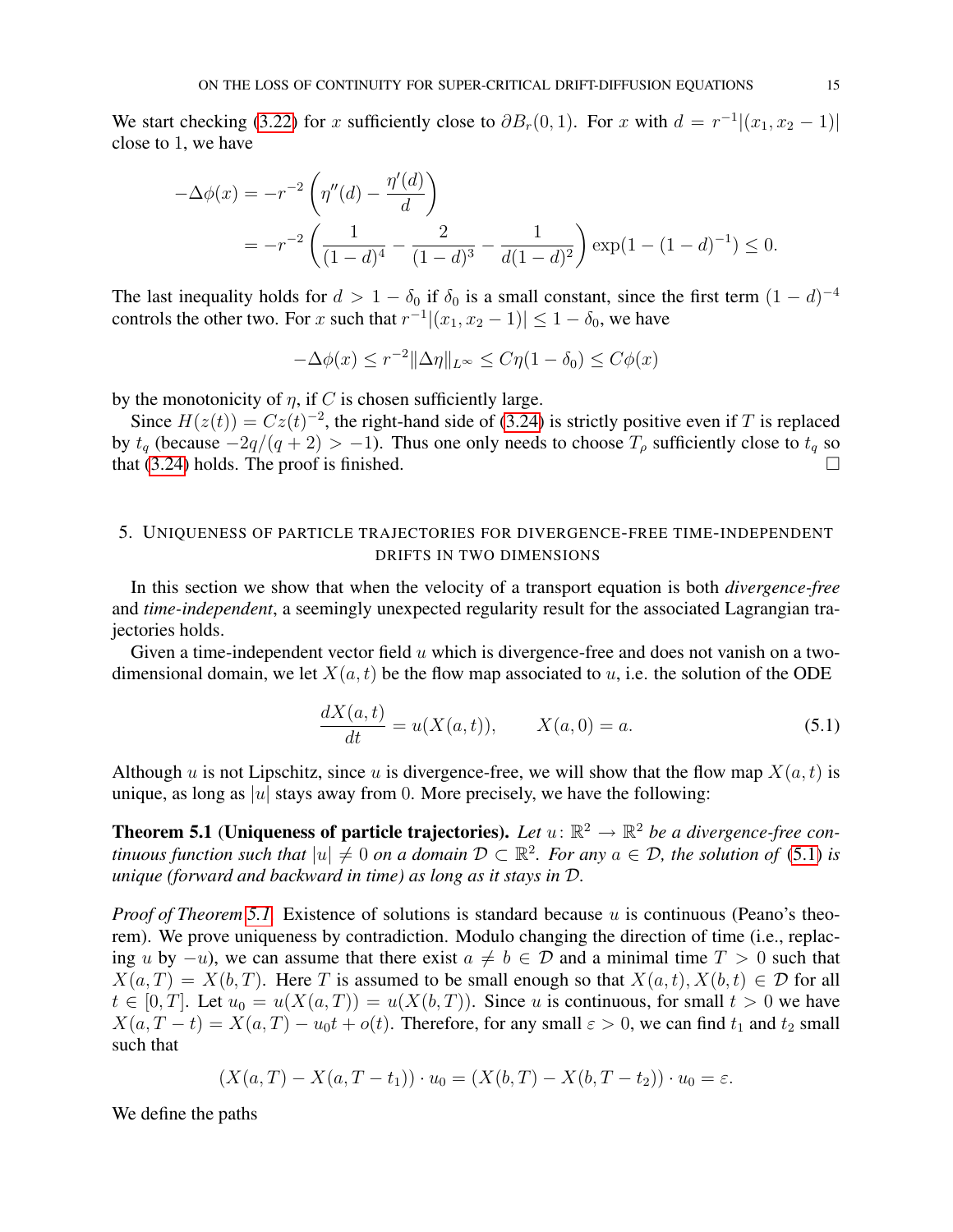We start checking (3.22) for $x$ sufficiently close to $\partial B_r(0,1)$. For $x$ with $d = r^{-1}|(x_1, x_2 - 1)|$ close to 1, we have

$$
\begin{aligned}
-\Delta\phi(x) &= -r^{-2}\left(\eta''(d) - \frac{\eta'(d)}{d}\right) \\
&= -r^{-2}\left(\frac{1}{(1-d)^4} - \frac{2}{(1-d)^3} - \frac{1}{d(1-d)^2}\right)\exp(1-(1-d)^{-1}) \leq 0.
\end{aligned}
$$

The last inequality holds for $d > 1 - \delta_0$ if $\delta_0$ is a small constant, since the first term $(1-d)^{-4}$ controls the other two. For $x$ such that $r^{-1}|(x_1, x_2 - 1)| \leq 1 - \delta_0$, we have

$$
-\Delta\phi(x) \leq r^{-2}\|\Delta\eta\|_{L^\infty} \leq C\eta(1-\delta_0) \leq C\phi(x)
$$

by the monotonicity of $\eta$, if $C$ is chosen sufficiently large.

Since $H(z(t)) = Cz(t)^{-2}$, the right-hand side of (3.24) is strictly positive even if $T$ is replaced by $t_q$ (because $-2q/(q+2) > -1$). Thus one only needs to choose $T_\rho$ sufficiently close to $t_q$ so that (3.24) holds. The proof is finished. □

## 5. Uniqueness of particle trajectories for divergence-free time-independent drifts in two dimensions

In this section we show that when the velocity of a transport equation is both *divergence-free* and *time-independent*, a seemingly unexpected regularity result for the associated Lagrangian trajectories holds.

Given a time-independent vector field $u$ which is divergence-free and does not vanish on a two-dimensional domain, we let $X(a,t)$ be the flow map associated to $u$, i.e. the solution of the ODE

$$
\frac{dX(a,t)}{dt} = u(X(a,t)), \qquad X(a,0) = a. \tag{5.1}
$$

Although $u$ is not Lipschitz, since $u$ is divergence-free, we will show that the flow map $X(a,t)$ is unique, as long as $|u|$ stays away from 0. More precisely, we have the following:

**Theorem 5.1** (**Uniqueness of particle trajectories).** *Let $u\colon \mathbb{R}^2 \to \mathbb{R}^2$ be a divergence-free continuous function such that $|u| \neq 0$ on a domain $\mathcal{D} \subset \mathbb{R}^2$. For any $a \in \mathcal{D}$, the solution of (5.1) is unique (forward and backward in time) as long as it stays in $\mathcal{D}$.*

*Proof of Theorem 5.1.* Existence of solutions is standard because $u$ is continuous (Peano's theorem). We prove uniqueness by contradiction. Modulo changing the direction of time (i.e., replacing $u$ by $-u$), we can assume that there exist $a \neq b \in \mathcal{D}$ and a minimal time $T > 0$ such that $X(a,T) = X(b,T)$. Here $T$ is assumed to be small enough so that $X(a,t), X(b,t) \in \mathcal{D}$ for all $t \in [0,T]$. Let $u_0 = u(X(a,T)) = u(X(b,T))$. Since $u$ is continuous, for small $t > 0$ we have $X(a, T-t) = X(a,T) - u_0 t + o(t)$. Therefore, for any small $\varepsilon > 0$, we can find $t_1$ and $t_2$ small such that

$$
(X(a,T) - X(a, T-t_1)) \cdot u_0 = (X(b,T) - X(b, T-t_2)) \cdot u_0 = \varepsilon.
$$

We define the paths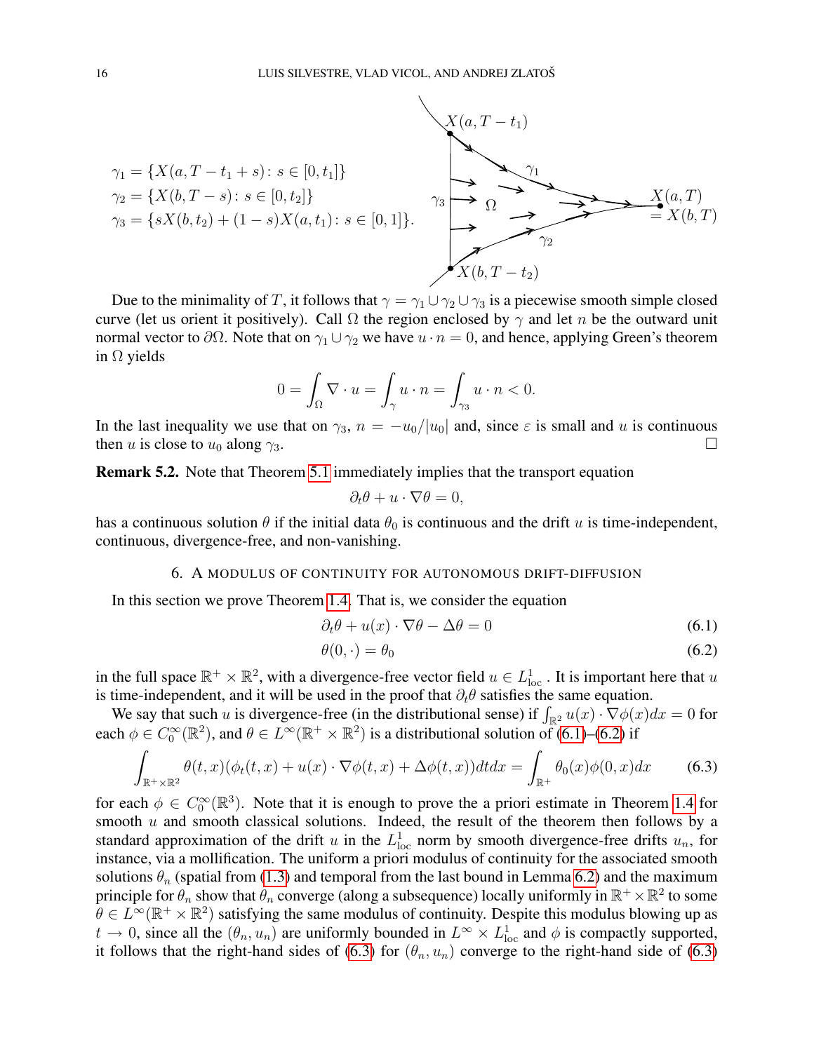$$\gamma_1 = \{X(a, T - t_1 + s) \colon s \in [0, t_1]\}$$
$$\gamma_2 = \{X(b, T - s) \colon s \in [0, t_2]\}$$
$$\gamma_3 = \{sX(b, t_2) + (1 - s)X(a, t_1) \colon s \in [0, 1]\}.$$

Due to the minimality of $T$, it follows that $\gamma = \gamma_1 \cup \gamma_2 \cup \gamma_3$ is a piecewise smooth simple closed curve (let us orient it positively). Call $\Omega$ the region enclosed by $\gamma$ and let $n$ be the outward unit normal vector to $\partial\Omega$. Note that on $\gamma_1 \cup \gamma_2$ we have $u \cdot n = 0$, and hence, applying Green's theorem in $\Omega$ yields

$$0 = \int_\Omega \nabla \cdot u = \int_\gamma u \cdot n = \int_{\gamma_3} u \cdot n < 0.$$

In the last inequality we use that on $\gamma_3$, $n = -u_0/|u_0|$ and, since $\varepsilon$ is small and $u$ is continuous then $u$ is close to $u_0$ along $\gamma_3$. $\square$

**Remark 5.2.** Note that Theorem 5.1 immediately implies that the transport equation

$$\partial_t \theta + u \cdot \nabla \theta = 0,$$

has a continuous solution $\theta$ if the initial data $\theta_0$ is continuous and the drift $u$ is time-independent, continuous, divergence-free, and non-vanishing.

## 6. A modulus of continuity for autonomous drift-diffusion

In this section we prove Theorem 1.4. That is, we consider the equation

$$\partial_t \theta + u(x) \cdot \nabla \theta - \Delta \theta = 0 \tag{6.1}$$

$$\theta(0, \cdot) = \theta_0 \tag{6.2}$$

in the full space $\mathbb{R}^+ \times \mathbb{R}^2$, with a divergence-free vector field $u \in L^1_{\text{loc}}$. It is important here that $u$ is time-independent, and it will be used in the proof that $\partial_t \theta$ satisfies the same equation.

We say that such $u$ is divergence-free (in the distributional sense) if $\int_{\mathbb{R}^2} u(x) \cdot \nabla \phi(x) dx = 0$ for each $\phi \in C_0^\infty(\mathbb{R}^2)$, and $\theta \in L^\infty(\mathbb{R}^+ \times \mathbb{R}^2)$ is a distributional solution of (6.1)–(6.2) if

$$\int_{\mathbb{R}^+ \times \mathbb{R}^2} \theta(t, x)(\phi_t(t, x) + u(x) \cdot \nabla \phi(t, x) + \Delta \phi(t, x)) dt dx = \int_{\mathbb{R}^+} \theta_0(x) \phi(0, x) dx \tag{6.3}$$

for each $\phi \in C_0^\infty(\mathbb{R}^3)$. Note that it is enough to prove the a priori estimate in Theorem 1.4 for smooth $u$ and smooth classical solutions. Indeed, the result of the theorem then follows by a standard approximation of the drift $u$ in the $L^1_{\text{loc}}$ norm by smooth divergence-free drifts $u_n$, for instance, via a mollification. The uniform a priori modulus of continuity for the associated smooth solutions $\theta_n$ (spatial from (1.3) and temporal from the last bound in Lemma 6.2) and the maximum principle for $\theta_n$ show that $\theta_n$ converge (along a subsequence) locally uniformly in $\mathbb{R}^+ \times \mathbb{R}^2$ to some $\theta \in L^\infty(\mathbb{R}^+ \times \mathbb{R}^2)$ satisfying the same modulus of continuity. Despite this modulus blowing up as $t \to 0$, since all the $(\theta_n, u_n)$ are uniformly bounded in $L^\infty \times L^1_{\text{loc}}$ and $\phi$ is compactly supported, it follows that the right-hand sides of (6.3) for $(\theta_n, u_n)$ converge to the right-hand side of (6.3)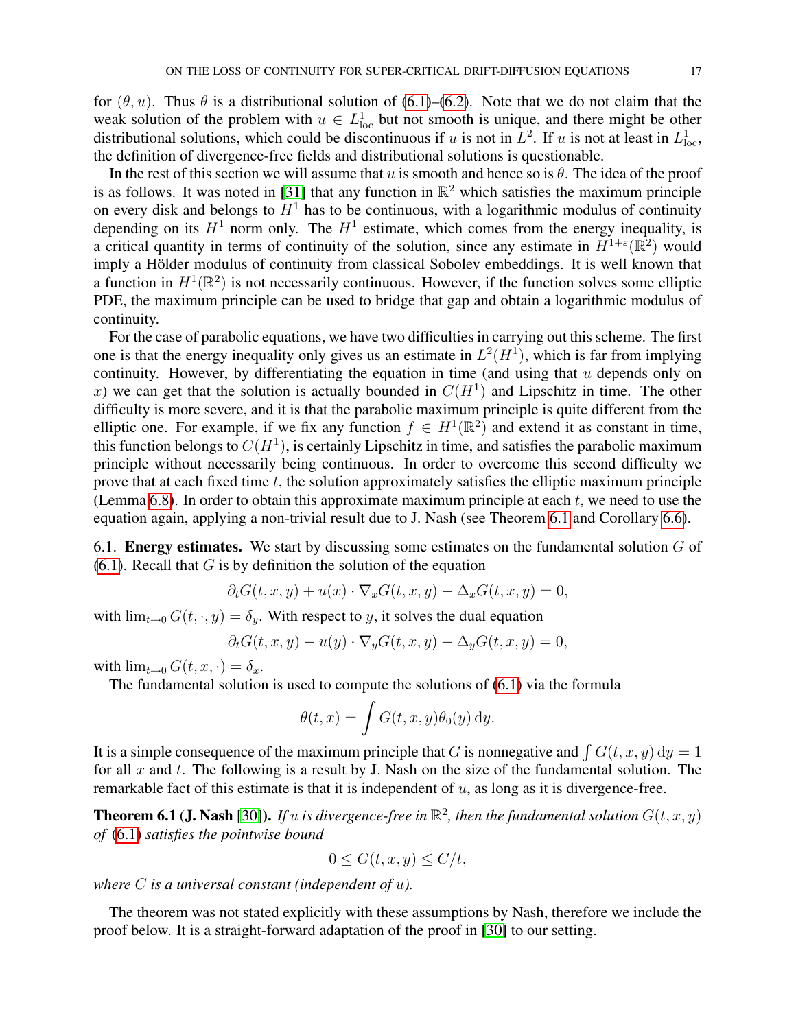for $(\theta, u)$. Thus $\theta$ is a distributional solution of (6.1)–(6.2). Note that we do not claim that the weak solution of the problem with $u \in L^1_{\text{loc}}$ but not smooth is unique, and there might be other distributional solutions, which could be discontinuous if $u$ is not in $L^2$. If $u$ is not at least in $L^1_{\text{loc}}$, the definition of divergence-free fields and distributional solutions is questionable.

In the rest of this section we will assume that $u$ is smooth and hence so is $\theta$. The idea of the proof is as follows. It was noted in [31] that any function in $\mathbb{R}^2$ which satisfies the maximum principle on every disk and belongs to $H^1$ has to be continuous, with a logarithmic modulus of continuity depending on its $H^1$ norm only. The $H^1$ estimate, which comes from the energy inequality, is a critical quantity in terms of continuity of the solution, since any estimate in $H^{1+\varepsilon}(\mathbb{R}^2)$ would imply a Hölder modulus of continuity from classical Sobolev embeddings. It is well known that a function in $H^1(\mathbb{R}^2)$ is not necessarily continuous. However, if the function solves some elliptic PDE, the maximum principle can be used to bridge that gap and obtain a logarithmic modulus of continuity.

For the case of parabolic equations, we have two difficulties in carrying out this scheme. The first one is that the energy inequality only gives us an estimate in $L^2(H^1)$, which is far from implying continuity. However, by differentiating the equation in time (and using that $u$ depends only on $x$) we can get that the solution is actually bounded in $C(H^1)$ and Lipschitz in time. The other difficulty is more severe, and it is that the parabolic maximum principle is quite different from the elliptic one. For example, if we fix any function $f \in H^1(\mathbb{R}^2)$ and extend it as constant in time, this function belongs to $C(H^1)$, is certainly Lipschitz in time, and satisfies the parabolic maximum principle without necessarily being continuous. In order to overcome this second difficulty we prove that at each fixed time $t$, the solution approximately satisfies the elliptic maximum principle (Lemma 6.8). In order to obtain this approximate maximum principle at each $t$, we need to use the equation again, applying a non-trivial result due to J. Nash (see Theorem 6.1 and Corollary 6.6).

6.1. **Energy estimates.** We start by discussing some estimates on the fundamental solution $G$ of (6.1). Recall that $G$ is by definition the solution of the equation

$$\partial_t G(t, x, y) + u(x) \cdot \nabla_x G(t, x, y) - \Delta_x G(t, x, y) = 0,$$

with $\lim_{t \to 0} G(t, \cdot, y) = \delta_y$. With respect to $y$, it solves the dual equation

$$\partial_t G(t, x, y) - u(y) \cdot \nabla_y G(t, x, y) - \Delta_y G(t, x, y) = 0,$$

with $\lim_{t \to 0} G(t, x, \cdot) = \delta_x$.

The fundamental solution is used to compute the solutions of (6.1) via the formula

$$\theta(t, x) = \int G(t, x, y) \theta_0(y) \, \mathrm{d}y.$$

It is a simple consequence of the maximum principle that $G$ is nonnegative and $\int G(t, x, y) \, \mathrm{d}y = 1$ for all $x$ and $t$. The following is a result by J. Nash on the size of the fundamental solution. The remarkable fact of this estimate is that it is independent of $u$, as long as it is divergence-free.

**Theorem 6.1** (**J. Nash** [30]). *If $u$ is divergence-free in $\mathbb{R}^2$, then the fundamental solution $G(t, x, y)$ of (6.1) satisfies the pointwise bound*

$$0 \leq G(t, x, y) \leq C/t,$$

*where $C$ is a universal constant (independent of $u$).*

The theorem was not stated explicitly with these assumptions by Nash, therefore we include the proof below. It is a straight-forward adaptation of the proof in [30] to our setting.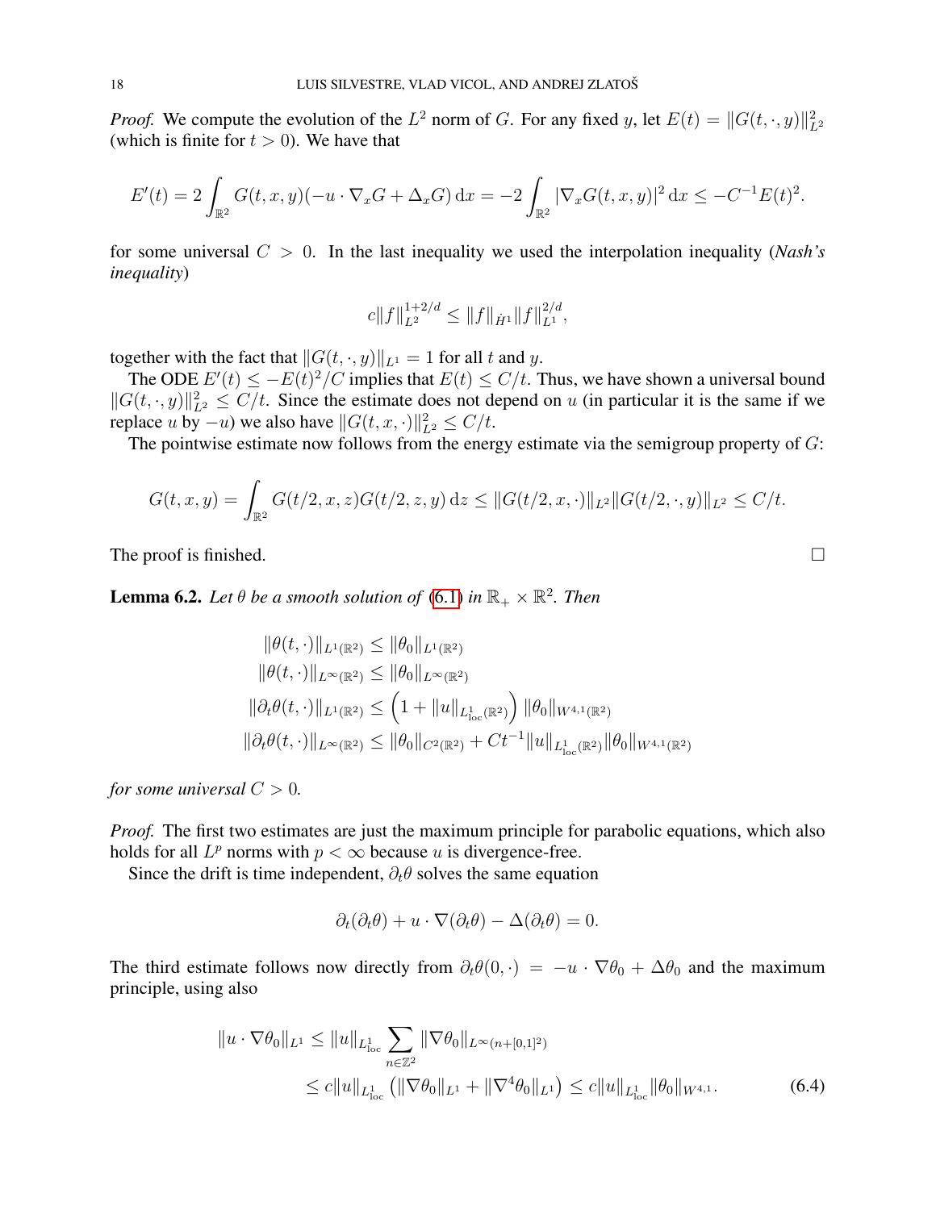*Proof.* We compute the evolution of the $L^2$ norm of $G$. For any fixed $y$, let $E(t) = \|G(t,\cdot,y)\|_{L^2}^2$ (which is finite for $t > 0$). We have that

$$E'(t) = 2\int_{\mathbb{R}^2} G(t,x,y)(-u\cdot\nabla_x G + \Delta_x G)\,\mathrm{d}x = -2\int_{\mathbb{R}^2} |\nabla_x G(t,x,y)|^2\,\mathrm{d}x \le -C^{-1}E(t)^2.$$

for some universal $C > 0$. In the last inequality we used the interpolation inequality (*Nash's inequality*)

$$c\|f\|_{L^2}^{1+2/d} \le \|f\|_{\dot{H}^1}\|f\|_{L^1}^{2/d},$$

together with the fact that $\|G(t,\cdot,y)\|_{L^1} = 1$ for all $t$ and $y$.

The ODE $E'(t) \le -E(t)^2/C$ implies that $E(t) \le C/t$. Thus, we have shown a universal bound $\|G(t,\cdot,y)\|_{L^2}^2 \le C/t$. Since the estimate does not depend on $u$ (in particular it is the same if we replace $u$ by $-u$) we also have $\|G(t,x,\cdot)\|_{L^2}^2 \le C/t$.

The pointwise estimate now follows from the energy estimate via the semigroup property of $G$:

$$G(t,x,y) = \int_{\mathbb{R}^2} G(t/2,x,z)G(t/2,z,y)\,\mathrm{d}z \le \|G(t/2,x,\cdot)\|_{L^2}\|G(t/2,\cdot,y)\|_{L^2} \le C/t.$$

The proof is finished. $\square$

**Lemma 6.2.** *Let $\theta$ be a smooth solution of (6.1) in $\mathbb{R}_+ \times \mathbb{R}^2$. Then*

$$
\begin{aligned}
\|\theta(t,\cdot)\|_{L^1(\mathbb{R}^2)} &\le \|\theta_0\|_{L^1(\mathbb{R}^2)} \\
\|\theta(t,\cdot)\|_{L^\infty(\mathbb{R}^2)} &\le \|\theta_0\|_{L^\infty(\mathbb{R}^2)} \\
\|\partial_t\theta(t,\cdot)\|_{L^1(\mathbb{R}^2)} &\le \left(1 + \|u\|_{L^1_{\mathrm{loc}}(\mathbb{R}^2)}\right)\|\theta_0\|_{W^{4,1}(\mathbb{R}^2)} \\
\|\partial_t\theta(t,\cdot)\|_{L^\infty(\mathbb{R}^2)} &\le \|\theta_0\|_{C^2(\mathbb{R}^2)} + Ct^{-1}\|u\|_{L^1_{\mathrm{loc}}(\mathbb{R}^2)}\|\theta_0\|_{W^{4,1}(\mathbb{R}^2)}
\end{aligned}
$$

*for some universal $C > 0$.*

*Proof.* The first two estimates are just the maximum principle for parabolic equations, which also holds for all $L^p$ norms with $p < \infty$ because $u$ is divergence-free.

Since the drift is time independent, $\partial_t\theta$ solves the same equation

$$\partial_t(\partial_t\theta) + u\cdot\nabla(\partial_t\theta) - \Delta(\partial_t\theta) = 0.$$

The third estimate follows now directly from $\partial_t\theta(0,\cdot) = -u\cdot\nabla\theta_0 + \Delta\theta_0$ and the maximum principle, using also

$$
\begin{aligned}
\|u\cdot\nabla\theta_0\|_{L^1} &\le \|u\|_{L^1_{\mathrm{loc}}}\sum_{n\in\mathbb{Z}^2}\|\nabla\theta_0\|_{L^\infty(n+[0,1]^2)} \\
&\le c\|u\|_{L^1_{\mathrm{loc}}}\left(\|\nabla\theta_0\|_{L^1} + \|\nabla^4\theta_0\|_{L^1}\right) \le c\|u\|_{L^1_{\mathrm{loc}}}\|\theta_0\|_{W^{4,1}}. \qquad (6.4)
\end{aligned}
$$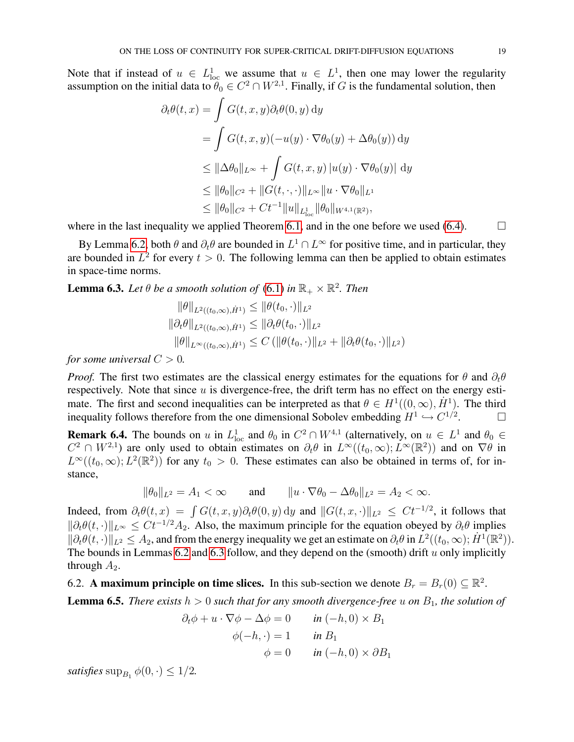Note that if instead of $u \in L^1_{\mathrm{loc}}$ we assume that $u \in L^1$, then one may lower the regularity assumption on the initial data to $\theta_0 \in C^2 \cap W^{2,1}$. Finally, if $G$ is the fundamental solution, then

$$
\begin{aligned}
\partial_t \theta(t,x) &= \int G(t,x,y) \partial_t \theta(0,y) \, \mathrm{d}y \\
&= \int G(t,x,y)(-u(y) \cdot \nabla \theta_0(y) + \Delta \theta_0(y)) \, \mathrm{d}y \\
&\le \|\Delta \theta_0\|_{L^\infty} + \int G(t,x,y) \, |u(y) \cdot \nabla \theta_0(y)| \, \mathrm{d}y \\
&\le \|\theta_0\|_{C^2} + \|G(t,\cdot,\cdot)\|_{L^\infty} \|u \cdot \nabla \theta_0\|_{L^1} \\
&\le \|\theta_0\|_{C^2} + C t^{-1} \|u\|_{L^1_{\mathrm{loc}}} \|\theta_0\|_{W^{4,1}(\mathbb{R}^2)},
\end{aligned}
$$

where in the last inequality we applied Theorem 6.1, and in the one before we used (6.4). $\square$

By Lemma 6.2, both $\theta$ and $\partial_t \theta$ are bounded in $L^1 \cap L^\infty$ for positive time, and in particular, they are bounded in $L^2$ for every $t > 0$. The following lemma can then be applied to obtain estimates in space-time norms.

**Lemma 6.3.** *Let $\theta$ be a smooth solution of (6.1) in $\mathbb{R}_+ \times \mathbb{R}^2$. Then*

$$
\begin{aligned}
\|\theta\|_{L^2((t_0,\infty),\dot{H}^1)} &\le \|\theta(t_0,\cdot)\|_{L^2} \\
\|\partial_t \theta\|_{L^2((t_0,\infty),\dot{H}^1)} &\le \|\partial_t \theta(t_0,\cdot)\|_{L^2} \\
\|\theta\|_{L^\infty((t_0,\infty),\dot{H}^1)} &\le C \left( \|\theta(t_0,\cdot)\|_{L^2} + \|\partial_t \theta(t_0,\cdot)\|_{L^2} \right)
\end{aligned}
$$

*for some universal $C > 0$.*

*Proof.* The first two estimates are the classical energy estimates for the equations for $\theta$ and $\partial_t \theta$ respectively. Note that since $u$ is divergence-free, the drift term has no effect on the energy estimate. The first and second inequalities can be interpreted as that $\theta \in H^1((0,\infty), \dot{H}^1)$. The third inequality follows therefore from the one dimensional Sobolev embedding $H^1 \hookrightarrow C^{1/2}$. $\square$

**Remark 6.4.** The bounds on $u$ in $L^1_{\mathrm{loc}}$ and $\theta_0$ in $C^2 \cap W^{4,1}$ (alternatively, on $u \in L^1$ and $\theta_0 \in C^2 \cap W^{2,1}$) are only used to obtain estimates on $\partial_t \theta$ in $L^\infty((t_0,\infty); L^\infty(\mathbb{R}^2))$ and on $\nabla \theta$ in $L^\infty((t_0,\infty); L^2(\mathbb{R}^2))$ for any $t_0 > 0$. These estimates can also be obtained in terms of, for instance,

$$
\|\theta_0\|_{L^2} = A_1 < \infty \qquad \text{and} \qquad \|u \cdot \nabla \theta_0 - \Delta \theta_0\|_{L^2} = A_2 < \infty.
$$

Indeed, from $\partial_t \theta(t,x) = \int G(t,x,y) \partial_t \theta(0,y) \, \mathrm{d}y$ and $\|G(t,x,\cdot)\|_{L^2} \le C t^{-1/2}$, it follows that $\|\partial_t \theta(t,\cdot)\|_{L^\infty} \le C t^{-1/2} A_2$. Also, the maximum principle for the equation obeyed by $\partial_t \theta$ implies $\|\partial_t \theta(t,\cdot)\|_{L^2} \le A_2$, and from the energy inequality we get an estimate on $\partial_t \theta$ in $L^2((t_0,\infty); \dot{H}^1(\mathbb{R}^2))$. The bounds in Lemmas 6.2 and 6.3 follow, and they depend on the (smooth) drift $u$ only implicitly through $A_2$.

6.2. **A maximum principle on time slices.** In this sub-section we denote $B_r = B_r(0) \subseteq \mathbb{R}^2$.

**Lemma 6.5.** *There exists $h > 0$ such that for any smooth divergence-free $u$ on $B_1$, the solution of*

$$
\begin{aligned}
\partial_t \phi + u \cdot \nabla \phi - \Delta \phi &= 0 \qquad \text{in } (-h,0) \times B_1 \\
\phi(-h,\cdot) &= 1 \qquad \text{in } B_1 \\
\phi &= 0 \qquad \text{in } (-h,0) \times \partial B_1
\end{aligned}
$$

*satisfies* $\sup_{B_1} \phi(0,\cdot) \le 1/2$.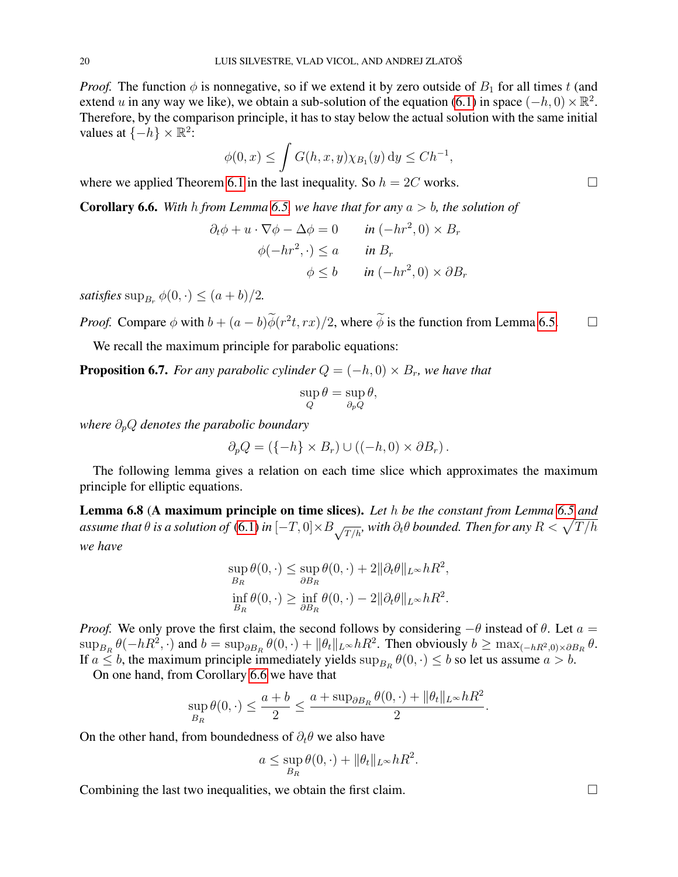*Proof.* The function $\phi$ is nonnegative, so if we extend it by zero outside of $B_1$ for all times $t$ (and extend $u$ in any way we like), we obtain a sub-solution of the equation (6.1) in space $(-h, 0) \times \mathbb{R}^2$. Therefore, by the comparison principle, it has to stay below the actual solution with the same initial values at $\{-h\} \times \mathbb{R}^2$:

$$\phi(0, x) \leq \int G(h, x, y) \chi_{B_1}(y) \, \mathrm{d}y \leq C h^{-1},$$

where we applied Theorem 6.1 in the last inequality. So $h = 2C$ works. $\square$

**Corollary 6.6.** *With $h$ from Lemma 6.5, we have that for any $a > b$, the solution of*

$$\begin{aligned}
\partial_t \phi + u \cdot \nabla \phi - \Delta \phi = 0 \qquad & \text{in } (-hr^2, 0) \times B_r \\
\phi(-hr^2, \cdot) \leq a \qquad & \text{in } B_r \\
\phi \leq b \qquad & \text{in } (-hr^2, 0) \times \partial B_r
\end{aligned}$$

*satisfies* $\sup_{B_r} \phi(0, \cdot) \leq (a + b)/2$.

*Proof.* Compare $\phi$ with $b + (a - b)\widetilde{\phi}(r^2 t, rx)/2$, where $\widetilde{\phi}$ is the function from Lemma 6.5. $\square$

We recall the maximum principle for parabolic equations:

**Proposition 6.7.** *For any parabolic cylinder $Q = (-h, 0) \times B_r$, we have that*

$$\sup_Q \theta = \sup_{\partial_p Q} \theta,$$

*where $\partial_p Q$ denotes the parabolic boundary*

$$\partial_p Q = (\{-h\} \times B_r) \cup ((-h, 0) \times \partial B_r).$$

The following lemma gives a relation on each time slice which approximates the maximum principle for elliptic equations.

**Lemma 6.8** (**A maximum principle on time slices).** *Let $h$ be the constant from Lemma 6.5 and assume that $\theta$ is a solution of (6.1) in $[-T, 0] \times B_{\sqrt{T/h}}$, with $\partial_t \theta$ bounded. Then for any $R < \sqrt{T/h}$ we have*

$$\begin{aligned}
\sup_{B_R} \theta(0, \cdot) &\leq \sup_{\partial B_R} \theta(0, \cdot) + 2\|\partial_t \theta\|_{L^\infty} h R^2, \\
\inf_{B_R} \theta(0, \cdot) &\geq \inf_{\partial B_R} \theta(0, \cdot) - 2\|\partial_t \theta\|_{L^\infty} h R^2.
\end{aligned}$$

*Proof.* We only prove the first claim, the second follows by considering $-\theta$ instead of $\theta$. Let $a = \sup_{B_R} \theta(-hR^2, \cdot)$ and $b = \sup_{\partial B_R} \theta(0, \cdot) + \|\theta_t\|_{L^\infty} h R^2$. Then obviously $b \geq \max_{(-hR^2, 0) \times \partial B_R} \theta$. If $a \leq b$, the maximum principle immediately yields $\sup_{B_R} \theta(0, \cdot) \leq b$ so let us assume $a > b$.

On one hand, from Corollary 6.6 we have that

$$\sup_{B_R} \theta(0, \cdot) \leq \frac{a + b}{2} \leq \frac{a + \sup_{\partial B_R} \theta(0, \cdot) + \|\theta_t\|_{L^\infty} h R^2}{2}.$$

On the other hand, from boundedness of $\partial_t \theta$ we also have

$$a \leq \sup_{B_R} \theta(0, \cdot) + \|\theta_t\|_{L^\infty} h R^2.$$

Combining the last two inequalities, we obtain the first claim. $\square$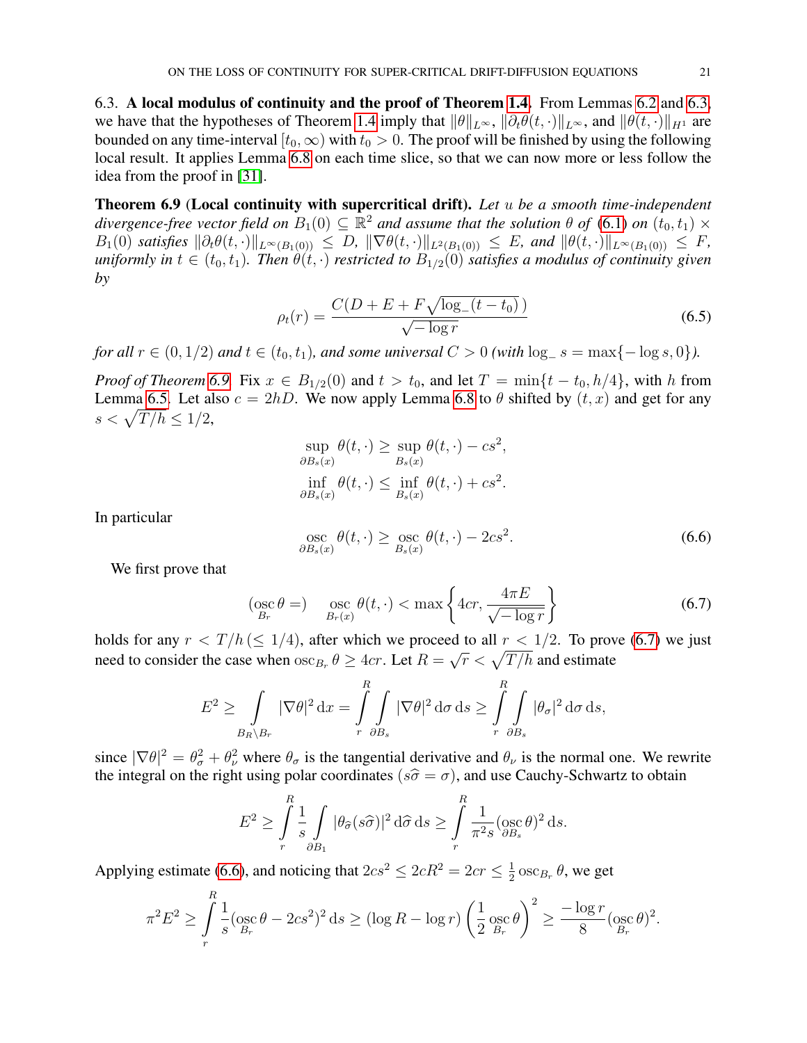### 6.3. A local modulus of continuity and the proof of Theorem 1.4.

From Lemmas 6.2 and 6.3, we have that the hypotheses of Theorem 1.4 imply that $\|\theta\|_{L^\infty}$, $\|\partial_t\theta(t,\cdot)\|_{L^\infty}$, and $\|\theta(t,\cdot)\|_{H^1}$ are bounded on any time-interval $[t_0,\infty)$ with $t_0>0$. The proof will be finished by using the following local result. It applies Lemma 6.8 on each time slice, so that we can now more or less follow the idea from the proof in [31].

**Theorem 6.9 (Local continuity with supercritical drift).** *Let $u$ be a smooth time-independent divergence-free vector field on $B_1(0)\subseteq\mathbb{R}^2$ and assume that the solution $\theta$ of (6.1) on $(t_0,t_1)\times B_1(0)$ satisfies $\|\partial_t\theta(t,\cdot)\|_{L^\infty(B_1(0))}\le D$, $\|\nabla\theta(t,\cdot)\|_{L^2(B_1(0))}\le E$, and $\|\theta(t,\cdot)\|_{L^\infty(B_1(0))}\le F$, uniformly in $t\in(t_0,t_1)$. Then $\theta(t,\cdot)$ restricted to $B_{1/2}(0)$ satisfies a modulus of continuity given by*

$$\rho_t(r)=\frac{C(D+E+F\sqrt{\log_-(t-t_0)}\,)}{\sqrt{-\log r}} \tag{6.5}$$

*for all $r\in(0,1/2)$ and $t\in(t_0,t_1)$, and some universal $C>0$ (with $\log_- s=\max\{-\log s,0\}$).*

*Proof of Theorem 6.9.* Fix $x\in B_{1/2}(0)$ and $t>t_0$, and let $T=\min\{t-t_0,h/4\}$, with $h$ from Lemma 6.5. Let also $c=2hD$. We now apply Lemma 6.8 to $\theta$ shifted by $(t,x)$ and get for any $s<\sqrt{T/h}\le 1/2$,

$$\sup_{\partial B_s(x)}\theta(t,\cdot)\ge\sup_{B_s(x)}\theta(t,\cdot)-cs^2,$$
$$\inf_{\partial B_s(x)}\theta(t,\cdot)\le\inf_{B_s(x)}\theta(t,\cdot)+cs^2.$$

In particular

$$\operatorname*{osc}_{\partial B_s(x)}\theta(t,\cdot)\ge\operatorname*{osc}_{B_s(x)}\theta(t,\cdot)-2cs^2. \tag{6.6}$$

We first prove that

$$(\operatorname*{osc}_{B_r}\theta=)\quad\operatorname*{osc}_{B_r(x)}\theta(t,\cdot)<\max\left\{4cr,\frac{4\pi E}{\sqrt{-\log r}}\right\} \tag{6.7}$$

holds for any $r<T/h\,(\le 1/4)$, after which we proceed to all $r<1/2$. To prove (6.7) we just need to consider the case when $\operatorname{osc}_{B_r}\theta\ge 4cr$. Let $R=\sqrt{r}<\sqrt{T/h}$ and estimate

$$E^2\ge\int_{B_R\setminus B_r}|\nabla\theta|^2\,\mathrm{d}x=\int_r^R\int_{\partial B_s}|\nabla\theta|^2\,\mathrm{d}\sigma\,\mathrm{d}s\ge\int_r^R\int_{\partial B_s}|\theta_\sigma|^2\,\mathrm{d}\sigma\,\mathrm{d}s,$$

since $|\nabla\theta|^2=\theta_\sigma^2+\theta_\nu^2$ where $\theta_\sigma$ is the tangential derivative and $\theta_\nu$ is the normal one. We rewrite the integral on the right using polar coordinates ($s\widehat{\sigma}=\sigma$), and use Cauchy-Schwartz to obtain

$$E^2\ge\int_r^R\frac{1}{s}\int_{\partial B_1}|\theta_{\widehat{\sigma}}(s\widehat{\sigma})|^2\,\mathrm{d}\widehat{\sigma}\,\mathrm{d}s\ge\int_r^R\frac{1}{\pi^2 s}(\operatorname*{osc}_{\partial B_s}\theta)^2\,\mathrm{d}s.$$

Applying estimate (6.6), and noticing that $2cs^2\le 2cR^2=2cr\le\frac{1}{2}\operatorname{osc}_{B_r}\theta$, we get

$$\pi^2E^2\ge\int_r^R\frac{1}{s}(\operatorname*{osc}_{B_r}\theta-2cs^2)^2\,\mathrm{d}s\ge(\log R-\log r)\left(\frac{1}{2}\operatorname*{osc}_{B_r}\theta\right)^2\ge\frac{-\log r}{8}(\operatorname*{osc}_{B_r}\theta)^2.$$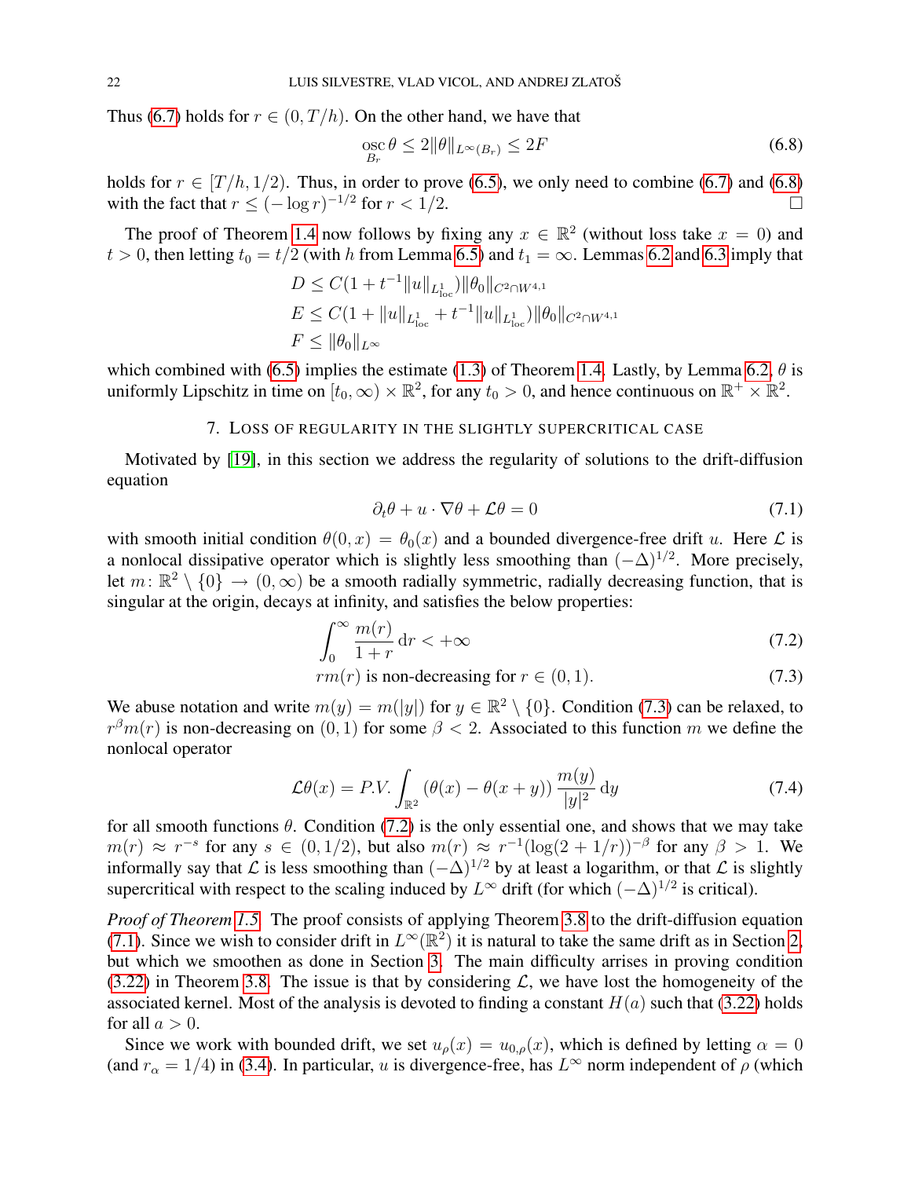Thus (6.7) holds for $r \in (0, T/h)$. On the other hand, we have that

$$\operatorname*{osc}_{B_r} \theta \leq 2\|\theta\|_{L^\infty(B_r)} \leq 2F \tag{6.8}$$

holds for $r \in [T/h, 1/2)$. Thus, in order to prove (6.5), we only need to combine (6.7) and (6.8) with the fact that $r \leq (-\log r)^{-1/2}$ for $r < 1/2$. $\square$

The proof of Theorem 1.4 now follows by fixing any $x \in \mathbb{R}^2$ (without loss take $x = 0$) and $t > 0$, then letting $t_0 = t/2$ (with $h$ from Lemma 6.5) and $t_1 = \infty$. Lemmas 6.2 and 6.3 imply that

$$D \leq C(1 + t^{-1}\|u\|_{L^1_{\text{loc}}})\|\theta_0\|_{C^2 \cap W^{4,1}}$$
$$E \leq C(1 + \|u\|_{L^1_{\text{loc}}} + t^{-1}\|u\|_{L^1_{\text{loc}}})\|\theta_0\|_{C^2 \cap W^{4,1}}$$
$$F \leq \|\theta_0\|_{L^\infty}$$

which combined with (6.5) implies the estimate (1.3) of Theorem 1.4. Lastly, by Lemma 6.2, $\theta$ is uniformly Lipschitz in time on $[t_0, \infty) \times \mathbb{R}^2$, for any $t_0 > 0$, and hence continuous on $\mathbb{R}^+ \times \mathbb{R}^2$.

## 7. Loss of regularity in the slightly supercritical case

Motivated by [19], in this section we address the regularity of solutions to the drift-diffusion equation

$$\partial_t \theta + u \cdot \nabla \theta + \mathcal{L}\theta = 0 \tag{7.1}$$

with smooth initial condition $\theta(0, x) = \theta_0(x)$ and a bounded divergence-free drift $u$. Here $\mathcal{L}$ is a nonlocal dissipative operator which is slightly less smoothing than $(-\Delta)^{1/2}$. More precisely, let $m\colon \mathbb{R}^2 \setminus \{0\} \to (0, \infty)$ be a smooth radially symmetric, radially decreasing function, that is singular at the origin, decays at infinity, and satisfies the below properties:

$$\int_0^\infty \frac{m(r)}{1+r}\, \mathrm{d}r < +\infty \tag{7.2}$$

$$rm(r) \text{ is non-decreasing for } r \in (0, 1). \tag{7.3}$$

We abuse notation and write $m(y) = m(|y|)$ for $y \in \mathbb{R}^2 \setminus \{0\}$. Condition (7.3) can be relaxed, to $r^\beta m(r)$ is non-decreasing on $(0, 1)$ for some $\beta < 2$. Associated to this function $m$ we define the nonlocal operator

$$\mathcal{L}\theta(x) = P.V. \int_{\mathbb{R}^2} (\theta(x) - \theta(x+y)) \frac{m(y)}{|y|^2}\, \mathrm{d}y \tag{7.4}$$

for all smooth functions $\theta$. Condition (7.2) is the only essential one, and shows that we may take $m(r) \approx r^{-s}$ for any $s \in (0, 1/2)$, but also $m(r) \approx r^{-1}(\log(2 + 1/r))^{-\beta}$ for any $\beta > 1$. We informally say that $\mathcal{L}$ is less smoothing than $(-\Delta)^{1/2}$ by at least a logarithm, or that $\mathcal{L}$ is slightly supercritical with respect to the scaling induced by $L^\infty$ drift (for which $(-\Delta)^{1/2}$ is critical).

*Proof of Theorem 1.5.* The proof consists of applying Theorem 3.8 to the drift-diffusion equation (7.1). Since we wish to consider drift in $L^\infty(\mathbb{R}^2)$ it is natural to take the same drift as in Section 2, but which we smoothen as done in Section 3. The main difficulty arrises in proving condition (3.22) in Theorem 3.8. The issue is that by considering $\mathcal{L}$, we have lost the homogeneity of the associated kernel. Most of the analysis is devoted to finding a constant $H(a)$ such that (3.22) holds for all $a > 0$.

Since we work with bounded drift, we set $u_\rho(x) = u_{0,\rho}(x)$, which is defined by letting $\alpha = 0$ (and $r_\alpha = 1/4$) in (3.4). In particular, $u$ is divergence-free, has $L^\infty$ norm independent of $\rho$ (which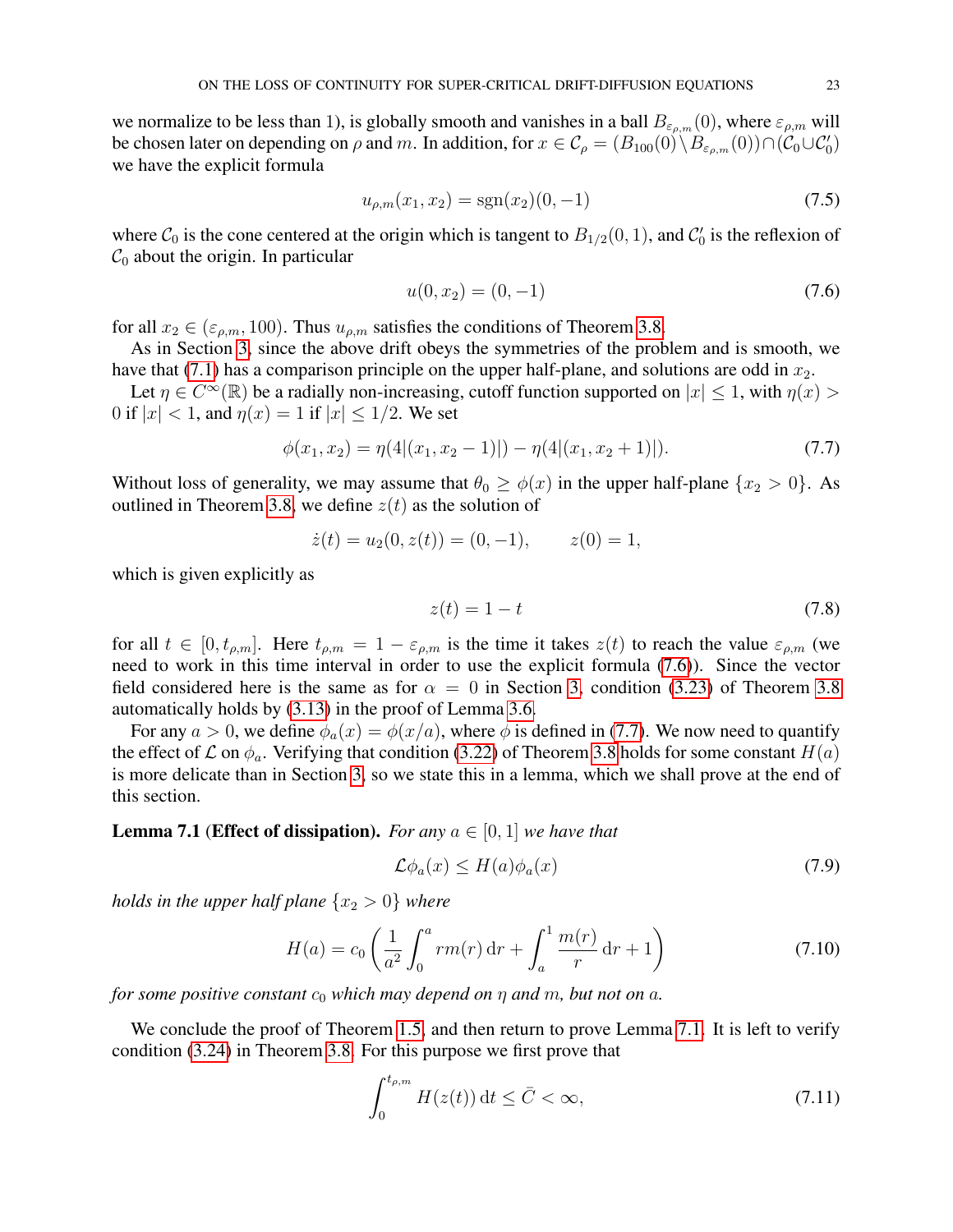we normalize to be less than 1), is globally smooth and vanishes in a ball $B_{\varepsilon_{\rho,m}}(0)$, where $\varepsilon_{\rho,m}$ will be chosen later on depending on $\rho$ and $m$. In addition, for $x \in \mathcal{C}_\rho = (B_{100}(0) \setminus B_{\varepsilon_{\rho,m}}(0)) \cap (\mathcal{C}_0 \cup \mathcal{C}_0')$ we have the explicit formula

$$u_{\rho,m}(x_1, x_2) = \operatorname{sgn}(x_2)(0, -1) \tag{7.5}$$

where $\mathcal{C}_0$ is the cone centered at the origin which is tangent to $B_{1/2}(0,1)$, and $\mathcal{C}_0'$ is the reflexion of $\mathcal{C}_0$ about the origin. In particular

$$u(0, x_2) = (0, -1) \tag{7.6}$$

for all $x_2 \in (\varepsilon_{\rho,m}, 100)$. Thus $u_{\rho,m}$ satisfies the conditions of Theorem 3.8.

As in Section 3, since the above drift obeys the symmetries of the problem and is smooth, we have that (7.1) has a comparison principle on the upper half-plane, and solutions are odd in $x_2$.

Let $\eta \in C^\infty(\mathbb{R})$ be a radially non-increasing, cutoff function supported on $|x| \leq 1$, with $\eta(x) > 0$ if $|x| < 1$, and $\eta(x) = 1$ if $|x| \leq 1/2$. We set

$$\phi(x_1, x_2) = \eta(4|(x_1, x_2 - 1)|) - \eta(4|(x_1, x_2 + 1)|). \tag{7.7}$$

Without loss of generality, we may assume that $\theta_0 \geq \phi(x)$ in the upper half-plane $\{x_2 > 0\}$. As outlined in Theorem 3.8, we define $z(t)$ as the solution of

$$\dot{z}(t) = u_2(0, z(t)) = (0, -1), \qquad z(0) = 1,$$

which is given explicitly as

$$z(t) = 1 - t \tag{7.8}$$

for all $t \in [0, t_{\rho,m}]$. Here $t_{\rho,m} = 1 - \varepsilon_{\rho,m}$ is the time it takes $z(t)$ to reach the value $\varepsilon_{\rho,m}$ (we need to work in this time interval in order to use the explicit formula (7.6)). Since the vector field considered here is the same as for $\alpha = 0$ in Section 3, condition (3.23) of Theorem 3.8 automatically holds by (3.13) in the proof of Lemma 3.6.

For any $a > 0$, we define $\phi_a(x) = \phi(x/a)$, where $\phi$ is defined in (7.7). We now need to quantify the effect of $\mathcal{L}$ on $\phi_a$. Verifying that condition (3.22) of Theorem 3.8 holds for some constant $H(a)$ is more delicate than in Section 3, so we state this in a lemma, which we shall prove at the end of this section.

**Lemma 7.1** (**Effect of dissipation**)**.** *For any $a \in [0, 1]$ we have that*

$$\mathcal{L}\phi_a(x) \leq H(a)\phi_a(x) \tag{7.9}$$

*holds in the upper half plane $\{x_2 > 0\}$ where*

$$H(a) = c_0 \left( \frac{1}{a^2} \int_0^a r m(r) \, \mathrm{d}r + \int_a^1 \frac{m(r)}{r} \, \mathrm{d}r + 1 \right) \tag{7.10}$$

*for some positive constant $c_0$ which may depend on $\eta$ and $m$, but not on $a$.*

We conclude the proof of Theorem 1.5, and then return to prove Lemma 7.1. It is left to verify condition (3.24) in Theorem 3.8. For this purpose we first prove that

$$\int_0^{t_{\rho,m}} H(z(t)) \, \mathrm{d}t \leq \bar{C} < \infty, \tag{7.11}$$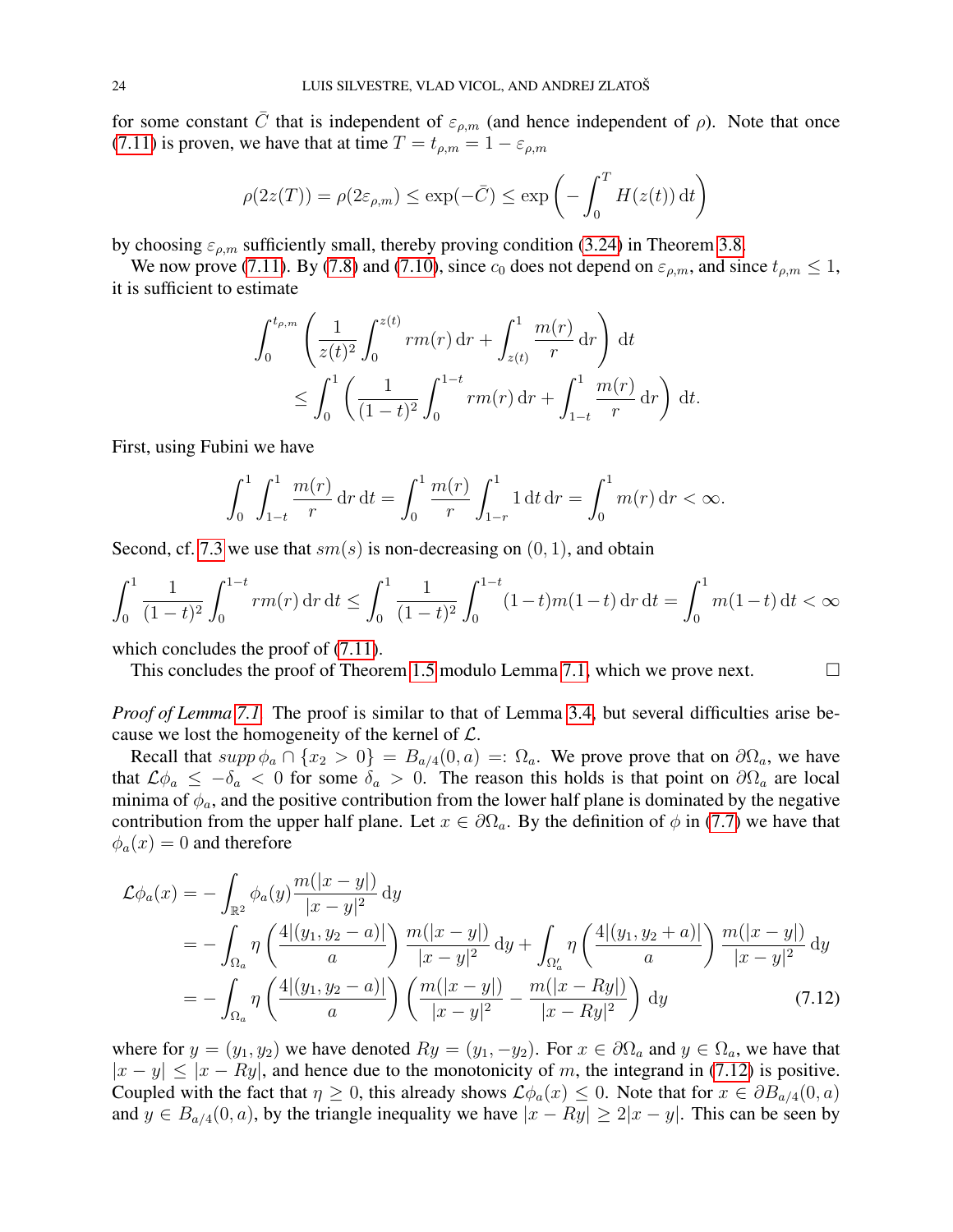for some constant $\bar{C}$ that is independent of $\varepsilon_{\rho,m}$ (and hence independent of $\rho$). Note that once (7.11) is proven, we have that at time $T = t_{\rho,m} = 1 - \varepsilon_{\rho,m}$

$$\rho(2z(T)) = \rho(2\varepsilon_{\rho,m}) \le \exp(-\bar{C}) \le \exp\left(-\int_0^T H(z(t))\,\mathrm{d}t\right)$$

by choosing $\varepsilon_{\rho,m}$ sufficiently small, thereby proving condition (3.24) in Theorem 3.8.

We now prove (7.11). By (7.8) and (7.10), since $c_0$ does not depend on $\varepsilon_{\rho,m}$, and since $t_{\rho,m} \le 1$, it is sufficient to estimate

$$\int_0^{t_{\rho,m}} \left( \frac{1}{z(t)^2} \int_0^{z(t)} r m(r)\,\mathrm{d}r + \int_{z(t)}^1 \frac{m(r)}{r}\,\mathrm{d}r \right) \mathrm{d}t$$
$$\le \int_0^1 \left( \frac{1}{(1-t)^2} \int_0^{1-t} r m(r)\,\mathrm{d}r + \int_{1-t}^1 \frac{m(r)}{r}\,\mathrm{d}r \right) \mathrm{d}t.$$

First, using Fubini we have

$$\int_0^1 \int_{1-t}^1 \frac{m(r)}{r}\,\mathrm{d}r\,\mathrm{d}t = \int_0^1 \frac{m(r)}{r} \int_{1-r}^1 1\,\mathrm{d}t\,\mathrm{d}r = \int_0^1 m(r)\,\mathrm{d}r < \infty.$$

Second, cf. 7.3 we use that $sm(s)$ is non-decreasing on $(0,1)$, and obtain

$$\int_0^1 \frac{1}{(1-t)^2} \int_0^{1-t} r m(r)\,\mathrm{d}r\,\mathrm{d}t \le \int_0^1 \frac{1}{(1-t)^2} \int_0^{1-t} (1-t) m(1-t)\,\mathrm{d}r\,\mathrm{d}t = \int_0^1 m(1-t)\,\mathrm{d}t < \infty$$

which concludes the proof of (7.11).

This concludes the proof of Theorem 1.5 modulo Lemma 7.1, which we prove next. □

*Proof of Lemma 7.1.* The proof is similar to that of Lemma 3.4, but several difficulties arise because we lost the homogeneity of the kernel of $\mathcal{L}$.

Recall that $supp\,\phi_a \cap \{x_2 > 0\} = B_{a/4}(0,a) =: \Omega_a$. We prove prove that on $\partial\Omega_a$, we have that $\mathcal{L}\phi_a \le -\delta_a < 0$ for some $\delta_a > 0$. The reason this holds is that point on $\partial\Omega_a$ are local minima of $\phi_a$, and the positive contribution from the lower half plane is dominated by the negative contribution from the upper half plane. Let $x \in \partial\Omega_a$. By the definition of $\phi$ in (7.7) we have that $\phi_a(x) = 0$ and therefore

$$\begin{aligned}
\mathcal{L}\phi_a(x) &= -\int_{\mathbb{R}^2} \phi_a(y) \frac{m(|x-y|)}{|x-y|^2}\,\mathrm{d}y \\
&= -\int_{\Omega_a} \eta\left(\frac{4|(y_1, y_2 - a)|}{a}\right) \frac{m(|x-y|)}{|x-y|^2}\,\mathrm{d}y + \int_{\Omega_a'} \eta\left(\frac{4|(y_1, y_2 + a)|}{a}\right) \frac{m(|x-y|)}{|x-y|^2}\,\mathrm{d}y \\
&= -\int_{\Omega_a} \eta\left(\frac{4|(y_1, y_2 - a)|}{a}\right) \left(\frac{m(|x-y|)}{|x-y|^2} - \frac{m(|x-Ry|)}{|x-Ry|^2}\right) \mathrm{d}y \qquad (7.12)
\end{aligned}$$

where for $y = (y_1, y_2)$ we have denoted $Ry = (y_1, -y_2)$. For $x \in \partial\Omega_a$ and $y \in \Omega_a$, we have that $|x-y| \le |x-Ry|$, and hence due to the monotonicity of $m$, the integrand in (7.12) is positive. Coupled with the fact that $\eta \ge 0$, this already shows $\mathcal{L}\phi_a(x) \le 0$. Note that for $x \in \partial B_{a/4}(0,a)$ and $y \in B_{a/4}(0,a)$, by the triangle inequality we have $|x-Ry| \ge 2|x-y|$. This can be seen by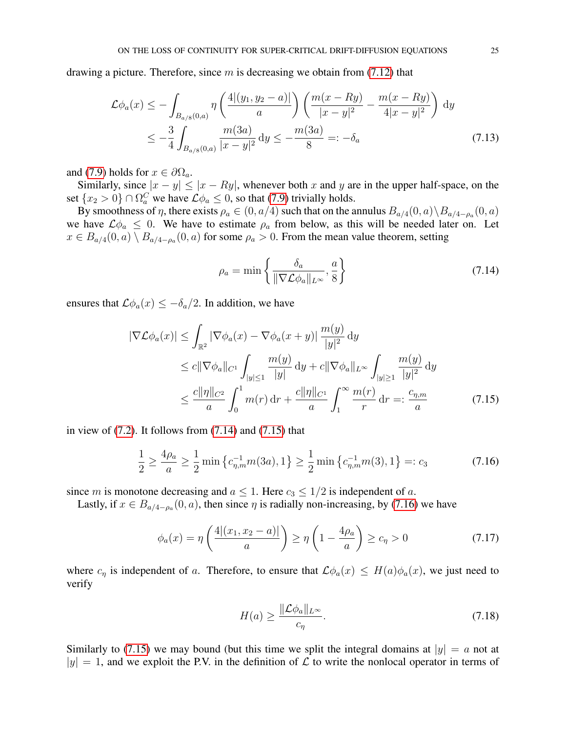drawing a picture. Therefore, since $m$ is decreasing we obtain from (7.12) that

$$
\begin{aligned}
\mathcal{L}\phi_a(x) &\le -\int_{B_{a/8}(0,a)} \eta\left(\frac{4|(y_1, y_2 - a)|}{a}\right)\left(\frac{m(x-Ry)}{|x-y|^2} - \frac{m(x-Ry)}{4|x-y|^2}\right) \mathrm{d}y \\
&\le -\frac{3}{4}\int_{B_{a/8}(0,a)} \frac{m(3a)}{|x-y|^2}\,\mathrm{d}y \le -\frac{m(3a)}{8} =: -\delta_a
\end{aligned}
\tag{7.13}
$$

and (7.9) holds for $x \in \partial\Omega_a$.

Similarly, since $|x-y| \le |x-Ry|$, whenever both $x$ and $y$ are in the upper half-space, on the set $\{x_2 > 0\} \cap \Omega_a^C$ we have $\mathcal{L}\phi_a \le 0$, so that (7.9) trivially holds.

By smoothness of $\eta$, there exists $\rho_a \in (0, a/4)$ such that on the annulus $B_{a/4}(0,a) \setminus B_{a/4-\rho_a}(0,a)$ we have $\mathcal{L}\phi_a \le 0$. We have to estimate $\rho_a$ from below, as this will be needed later on. Let $x \in B_{a/4}(0,a) \setminus B_{a/4-\rho_a}(0,a)$ for some $\rho_a > 0$. From the mean value theorem, setting

$$
\rho_a = \min\left\{\frac{\delta_a}{\|\nabla \mathcal{L}\phi_a\|_{L^\infty}}, \frac{a}{8}\right\}
\tag{7.14}
$$

ensures that $\mathcal{L}\phi_a(x) \le -\delta_a/2$. In addition, we have

$$
\begin{aligned}
|\nabla \mathcal{L}\phi_a(x)| &\le \int_{\mathbb{R}^2} |\nabla\phi_a(x) - \nabla\phi_a(x+y)|\,\frac{m(y)}{|y|^2}\,\mathrm{d}y \\
&\le c\|\nabla\phi_a\|_{C^1}\int_{|y|\le 1}\frac{m(y)}{|y|}\,\mathrm{d}y + c\|\nabla\phi_a\|_{L^\infty}\int_{|y|\ge 1}\frac{m(y)}{|y|^2}\,\mathrm{d}y \\
&\le \frac{c\|\eta\|_{C^2}}{a}\int_0^1 m(r)\,\mathrm{d}r + \frac{c\|\eta\|_{C^1}}{a}\int_1^\infty \frac{m(r)}{r}\,\mathrm{d}r =: \frac{c_{\eta,m}}{a}
\end{aligned}
\tag{7.15}
$$

in view of (7.2). It follows from (7.14) and (7.15) that

$$
\frac{1}{2} \ge \frac{4\rho_a}{a} \ge \frac{1}{2}\min\left\{c_{\eta,m}^{-1} m(3a), 1\right\} \ge \frac{1}{2}\min\left\{c_{\eta,m}^{-1} m(3), 1\right\} =: c_3
\tag{7.16}
$$

since $m$ is monotone decreasing and $a \le 1$. Here $c_3 \le 1/2$ is independent of $a$.

Lastly, if $x \in B_{a/4-\rho_a}(0,a)$, then since $\eta$ is radially non-increasing, by (7.16) we have

$$
\phi_a(x) = \eta\left(\frac{4|(x_1, x_2 - a)|}{a}\right) \ge \eta\left(1 - \frac{4\rho_a}{a}\right) \ge c_\eta > 0
\tag{7.17}
$$

where $c_\eta$ is independent of $a$. Therefore, to ensure that $\mathcal{L}\phi_a(x) \le H(a)\phi_a(x)$, we just need to verify

$$
H(a) \ge \frac{\|\mathcal{L}\phi_a\|_{L^\infty}}{c_\eta}.
\tag{7.18}
$$

Similarly to (7.15) we may bound (but this time we split the integral domains at $|y| = a$ not at $|y| = 1$, and we exploit the P.V. in the definition of $\mathcal{L}$ to write the nonlocal operator in terms of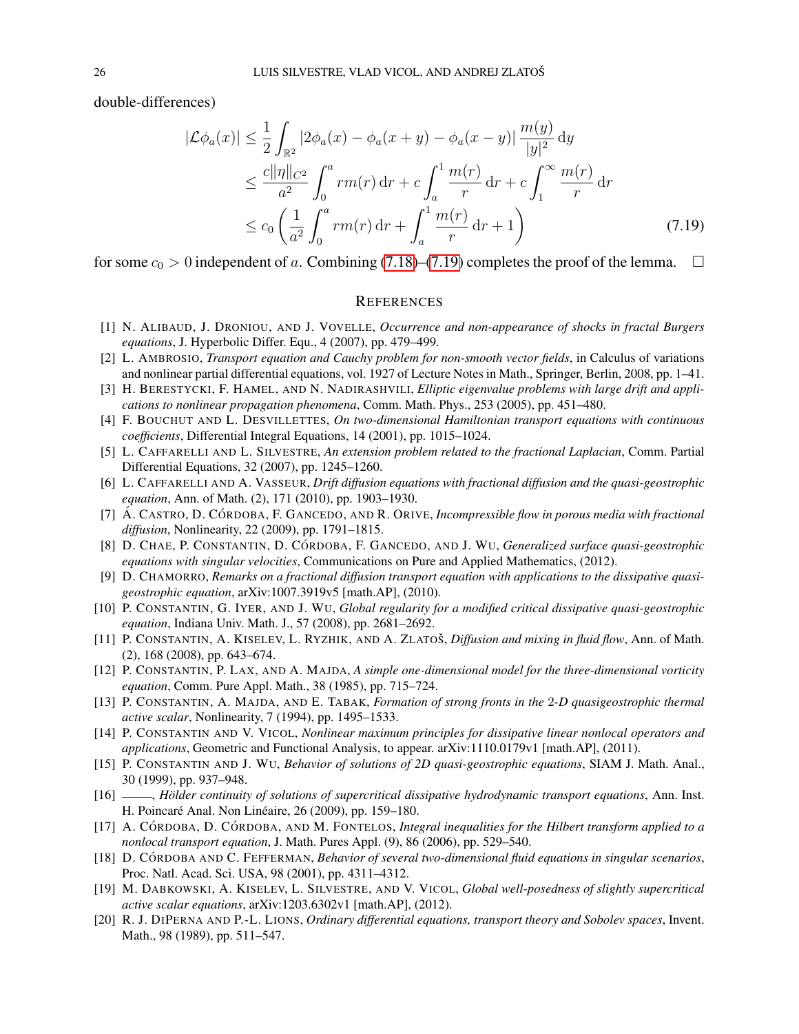double-differences)

$$
\begin{aligned}
|\mathcal{L}\phi_a(x)| &\leq \frac{1}{2}\int_{\mathbb{R}^2} |2\phi_a(x) - \phi_a(x+y) - \phi_a(x-y)| \frac{m(y)}{|y|^2}\,\mathrm{d}y \\
&\leq \frac{c\|\eta\|_{C^2}}{a^2}\int_0^a r m(r)\,\mathrm{d}r + c\int_a^1 \frac{m(r)}{r}\,\mathrm{d}r + c\int_1^\infty \frac{m(r)}{r}\,\mathrm{d}r \\
&\leq c_0\left(\frac{1}{a^2}\int_0^a r m(r)\,\mathrm{d}r + \int_a^1 \frac{m(r)}{r}\,\mathrm{d}r + 1\right) \qquad (7.19)
\end{aligned}
$$

for some $c_0 > 0$ independent of $a$. Combining (7.18)–(7.19) completes the proof of the lemma. □

## REFERENCES

[1] N. ALIBAUD, J. DRONIOU, AND J. VOVELLE, *Occurrence and non-appearance of shocks in fractal Burgers equations*, J. Hyperbolic Differ. Equ., 4 (2007), pp. 479–499.

[2] L. AMBROSIO, *Transport equation and Cauchy problem for non-smooth vector fields*, in Calculus of variations and nonlinear partial differential equations, vol. 1927 of Lecture Notes in Math., Springer, Berlin, 2008, pp. 1–41.

[3] H. BERESTYCKI, F. HAMEL, AND N. NADIRASHVILI, *Elliptic eigenvalue problems with large drift and applications to nonlinear propagation phenomena*, Comm. Math. Phys., 253 (2005), pp. 451–480.

[4] F. BOUCHUT AND L. DESVILLETTES, *On two-dimensional Hamiltonian transport equations with continuous coefficients*, Differential Integral Equations, 14 (2001), pp. 1015–1024.

[5] L. CAFFARELLI AND L. SILVESTRE, *An extension problem related to the fractional Laplacian*, Comm. Partial Differential Equations, 32 (2007), pp. 1245–1260.

[6] L. CAFFARELLI AND A. VASSEUR, *Drift diffusion equations with fractional diffusion and the quasi-geostrophic equation*, Ann. of Math. (2), 171 (2010), pp. 1903–1930.

[7] Á. CASTRO, D. CÓRDOBA, F. GANCEDO, AND R. ORIVE, *Incompressible flow in porous media with fractional diffusion*, Nonlinearity, 22 (2009), pp. 1791–1815.

[8] D. CHAE, P. CONSTANTIN, D. CÓRDOBA, F. GANCEDO, AND J. WU, *Generalized surface quasi-geostrophic equations with singular velocities*, Communications on Pure and Applied Mathematics, (2012).

[9] D. CHAMORRO, *Remarks on a fractional diffusion transport equation with applications to the dissipative quasi-geostrophic equation*, arXiv:1007.3919v5 [math.AP], (2010).

[10] P. CONSTANTIN, G. IYER, AND J. WU, *Global regularity for a modified critical dissipative quasi-geostrophic equation*, Indiana Univ. Math. J., 57 (2008), pp. 2681–2692.

[11] P. CONSTANTIN, A. KISELEV, L. RYZHIK, AND A. ZLATOŠ, *Diffusion and mixing in fluid flow*, Ann. of Math. (2), 168 (2008), pp. 643–674.

[12] P. CONSTANTIN, P. LAX, AND A. MAJDA, *A simple one-dimensional model for the three-dimensional vorticity equation*, Comm. Pure Appl. Math., 38 (1985), pp. 715–724.

[13] P. CONSTANTIN, A. MAJDA, AND E. TABAK, *Formation of strong fronts in the 2-D quasigeostrophic thermal active scalar*, Nonlinearity, 7 (1994), pp. 1495–1533.

[14] P. CONSTANTIN AND V. VICOL, *Nonlinear maximum principles for dissipative linear nonlocal operators and applications*, Geometric and Functional Analysis, to appear. arXiv:1110.0179v1 [math.AP], (2011).

[15] P. CONSTANTIN AND J. WU, *Behavior of solutions of 2D quasi-geostrophic equations*, SIAM J. Math. Anal., 30 (1999), pp. 937–948.

[16] ———, *Hölder continuity of solutions of supercritical dissipative hydrodynamic transport equations*, Ann. Inst. H. Poincaré Anal. Non Linéaire, 26 (2009), pp. 159–180.

[17] A. CÓRDOBA, D. CÓRDOBA, AND M. FONTELOS, *Integral inequalities for the Hilbert transform applied to a nonlocal transport equation*, J. Math. Pures Appl. (9), 86 (2006), pp. 529–540.

[18] D. CÓRDOBA AND C. FEFFERMAN, *Behavior of several two-dimensional fluid equations in singular scenarios*, Proc. Natl. Acad. Sci. USA, 98 (2001), pp. 4311–4312.

[19] M. DABKOWSKI, A. KISELEV, L. SILVESTRE, AND V. VICOL, *Global well-posedness of slightly supercritical active scalar equations*, arXiv:1203.6302v1 [math.AP], (2012).

[20] R. J. DIPERNA AND P.-L. LIONS, *Ordinary differential equations, transport theory and Sobolev spaces*, Invent. Math., 98 (1989), pp. 511–547.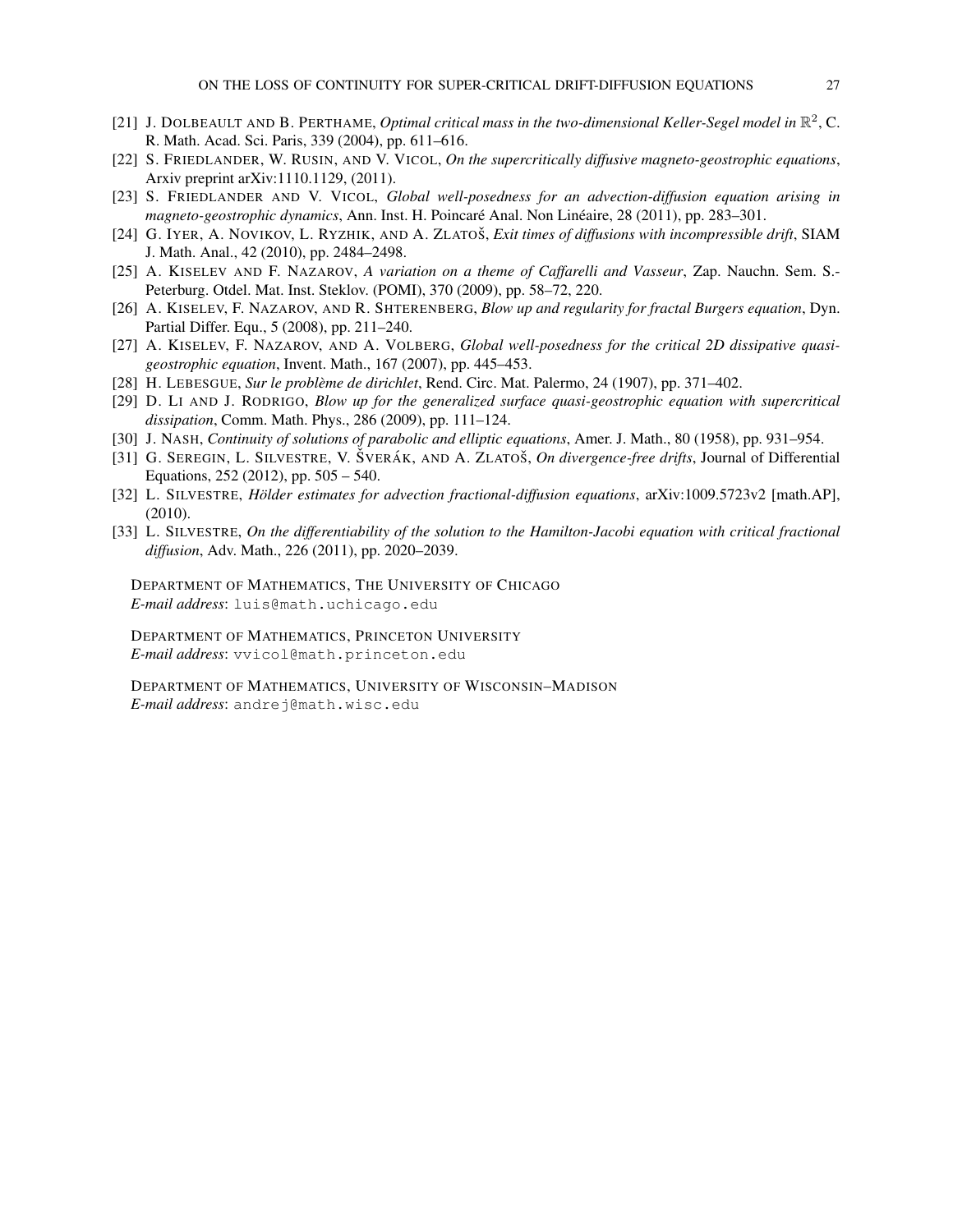[21] J. Dolbeault and B. Perthame, *Optimal critical mass in the two-dimensional Keller-Segel model in $\mathbb{R}^2$*, C. R. Math. Acad. Sci. Paris, 339 (2004), pp. 611–616.

[22] S. Friedlander, W. Rusin, and V. Vicol, *On the supercritically diffusive magneto-geostrophic equations*, Arxiv preprint arXiv:1110.1129, (2011).

[23] S. Friedlander and V. Vicol, *Global well-posedness for an advection-diffusion equation arising in magneto-geostrophic dynamics*, Ann. Inst. H. Poincaré Anal. Non Linéaire, 28 (2011), pp. 283–301.

[24] G. Iyer, A. Novikov, L. Ryzhik, and A. Zlatoš, *Exit times of diffusions with incompressible drift*, SIAM J. Math. Anal., 42 (2010), pp. 2484–2498.

[25] A. Kiselev and F. Nazarov, *A variation on a theme of Caffarelli and Vasseur*, Zap. Nauchn. Sem. S.-Peterburg. Otdel. Mat. Inst. Steklov. (POMI), 370 (2009), pp. 58–72, 220.

[26] A. Kiselev, F. Nazarov, and R. Shterenberg, *Blow up and regularity for fractal Burgers equation*, Dyn. Partial Differ. Equ., 5 (2008), pp. 211–240.

[27] A. Kiselev, F. Nazarov, and A. Volberg, *Global well-posedness for the critical 2D dissipative quasi-geostrophic equation*, Invent. Math., 167 (2007), pp. 445–453.

[28] H. Lebesgue, *Sur le problème de dirichlet*, Rend. Circ. Mat. Palermo, 24 (1907), pp. 371–402.

[29] D. Li and J. Rodrigo, *Blow up for the generalized surface quasi-geostrophic equation with supercritical dissipation*, Comm. Math. Phys., 286 (2009), pp. 111–124.

[30] J. Nash, *Continuity of solutions of parabolic and elliptic equations*, Amer. J. Math., 80 (1958), pp. 931–954.

[31] G. Seregin, L. Silvestre, V. Šverák, and A. Zlatoš, *On divergence-free drifts*, Journal of Differential Equations, 252 (2012), pp. 505 – 540.

[32] L. Silvestre, *Hölder estimates for advection fractional-diffusion equations*, arXiv:1009.5723v2 [math.AP], (2010).

[33] L. Silvestre, *On the differentiability of the solution to the Hamilton-Jacobi equation with critical fractional diffusion*, Adv. Math., 226 (2011), pp. 2020–2039.

Department of Mathematics, The University of Chicago
*E-mail address*: luis@math.uchicago.edu

Department of Mathematics, Princeton University
*E-mail address*: vvicol@math.princeton.edu

Department of Mathematics, University of Wisconsin–Madison
*E-mail address*: andrej@math.wisc.edu